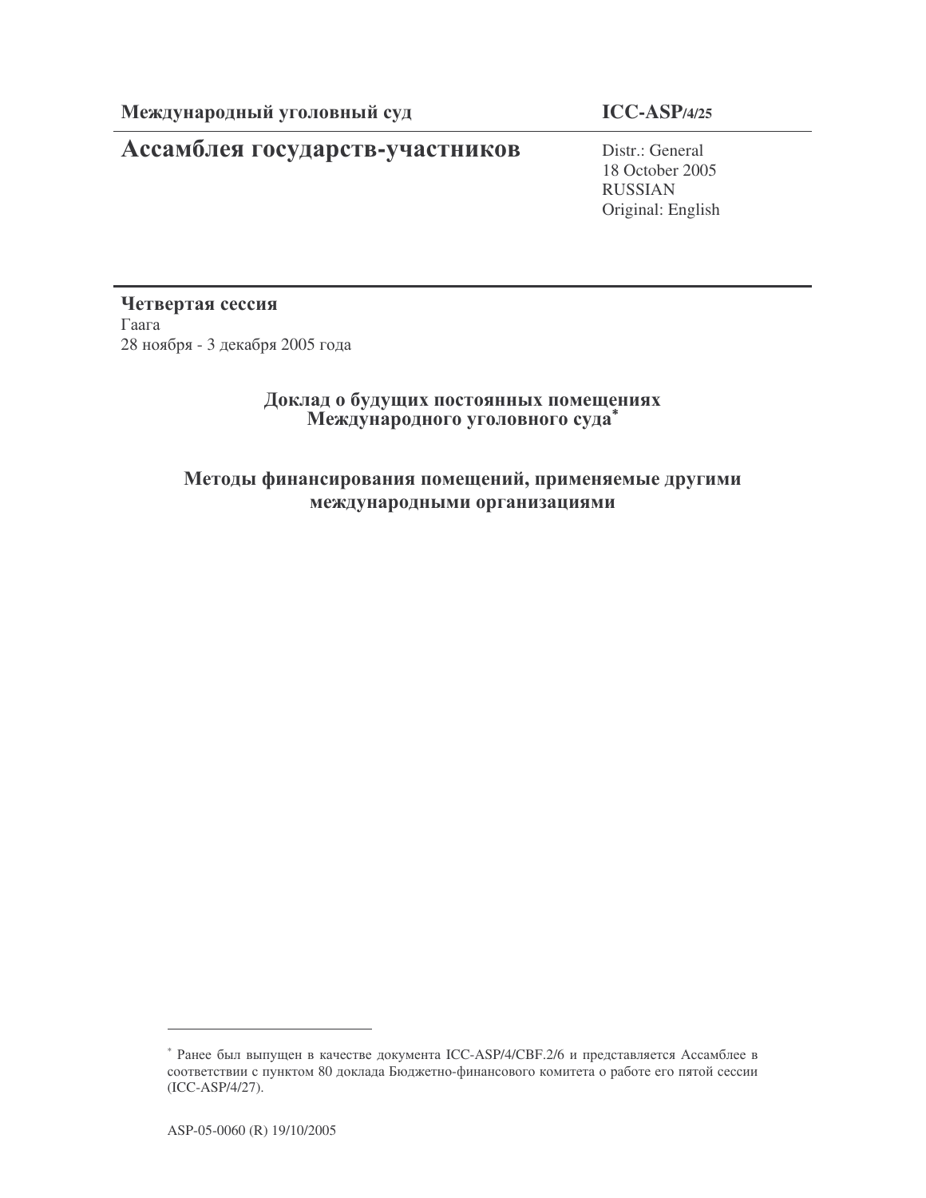**Международный уголовный суд** | **ICC-ASP/4/25**

# Ассамблея государств-участников

Distr.: General
18 October 2005
RUSSIAN
Original: English

**Четвертая сессия**
Гаага
28 ноября - 3 декабря 2005 года

## Доклад о будущих постоянных помещениях Международного уголовного суда[*]

## Методы финансирования помещений, применяемые другими международными организациями

---

[*] Ранее был выпущен в качестве документа ICC-ASP/4/CBF.2/6 и представляется Ассамблее в соответствии с пунктом 80 доклада Бюджетно-финансового комитета о работе его пятой сессии (ICC-ASP/4/27).

ASP-05-0060 (R) 19/10/2005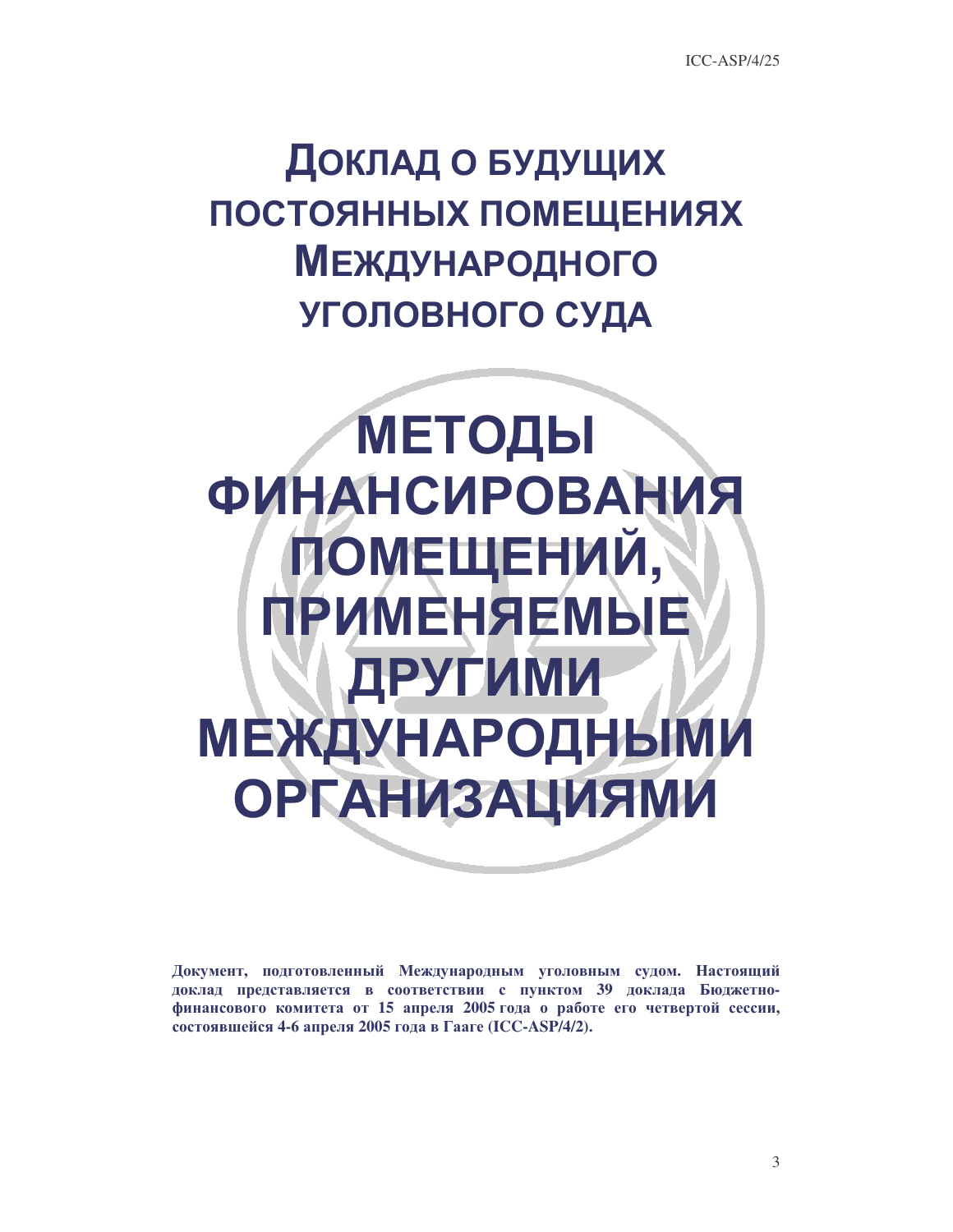# ДОКЛАД О БУДУЩИХ ПОСТОЯННЫХ ПОМЕЩЕНИЯХ МЕЖДУНАРОДНОГО УГОЛОВНОГО СУДА

# МЕТОДЫ ФИНАНСИРОВАНИЯ ПОМЕЩЕНИЙ, ПРИМЕНЯЕМЫЕ ДРУГИМИ МЕЖДУНАРОДНЫМИ ОРГАНИЗАЦИЯМИ

**Документ, подготовленный Международным уголовным судом. Настоящий доклад представляется в соответствии с пунктом 39 доклада Бюджетно-финансового комитета от 15 апреля 2005 года о работе его четвертой сессии, состоявшейся 4-6 апреля 2005 года в Гааге (ICC-ASP/4/2).**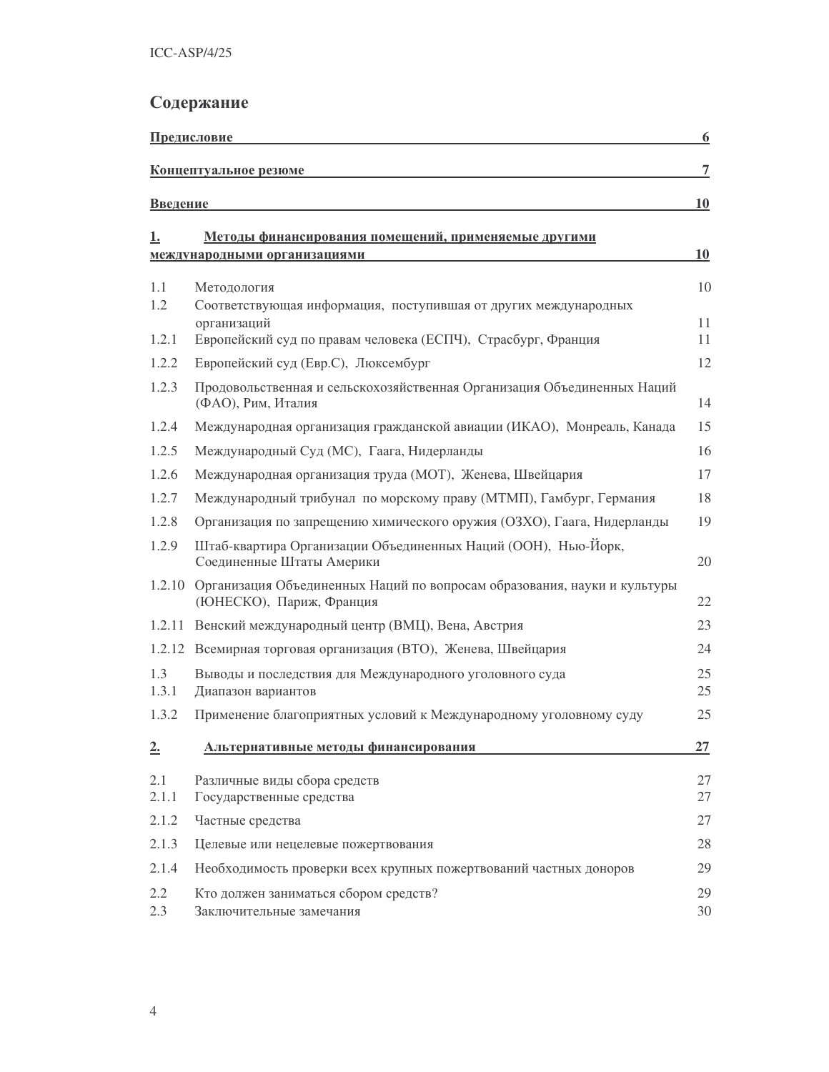## Содержание

| | | |
|---|---|---|
| **Предисловие** | | **6** |
| **Концептуальное резюме** | | **7** |
| **Введение** | | **10** |
| **1.** | **Методы финансирования помещений, применяемые другими международными организациями** | **10** |
| 1.1 | Методология | 10 |
| 1.2 | Соответствующая информация, поступившая от других международных организаций | 11 |
| 1.2.1 | Европейский суд по правам человека (ЕСПЧ), Страсбург, Франция | 11 |
| 1.2.2 | Европейский суд (Евр.С), Люксембург | 12 |
| 1.2.3 | Продовольственная и сельскохозяйственная Организация Объединенных Наций (ФАО), Рим, Италия | 14 |
| 1.2.4 | Международная организация гражданской авиации (ИКАО), Монреаль, Канада | 15 |
| 1.2.5 | Международный Суд (МС), Гаага, Нидерланды | 16 |
| 1.2.6 | Международная организация труда (МОТ), Женева, Швейцария | 17 |
| 1.2.7 | Международный трибунал по морскому праву (МТМП), Гамбург, Германия | 18 |
| 1.2.8 | Организация по запрещению химического оружия (ОЗХО), Гаага, Нидерланды | 19 |
| 1.2.9 | Штаб-квартира Организации Объединенных Наций (ООН), Нью-Йорк, Соединенные Штаты Америки | 20 |
| 1.2.10 | Организация Объединенных Наций по вопросам образования, науки и культуры (ЮНЕСКО), Париж, Франция | 22 |
| 1.2.11 | Венский международный центр (ВМЦ), Вена, Австрия | 23 |
| 1.2.12 | Всемирная торговая организация (ВТО), Женева, Швейцария | 24 |
| 1.3 | Выводы и последствия для Международного уголовного суда | 25 |
| 1.3.1 | Диапазон вариантов | 25 |
| 1.3.2 | Применение благоприятных условий к Международному уголовному суду | 25 |
| **2.** | **Альтернативные методы финансирования** | **27** |
| 2.1 | Различные виды сбора средств | 27 |
| 2.1.1 | Государственные средства | 27 |
| 2.1.2 | Частные средства | 27 |
| 2.1.3 | Целевые или нецелевые пожертвования | 28 |
| 2.1.4 | Необходимость проверки всех крупных пожертвований частных доноров | 29 |
| 2.2 | Кто должен заниматься сбором средств? | 29 |
| 2.3 | Заключительные замечания | 30 |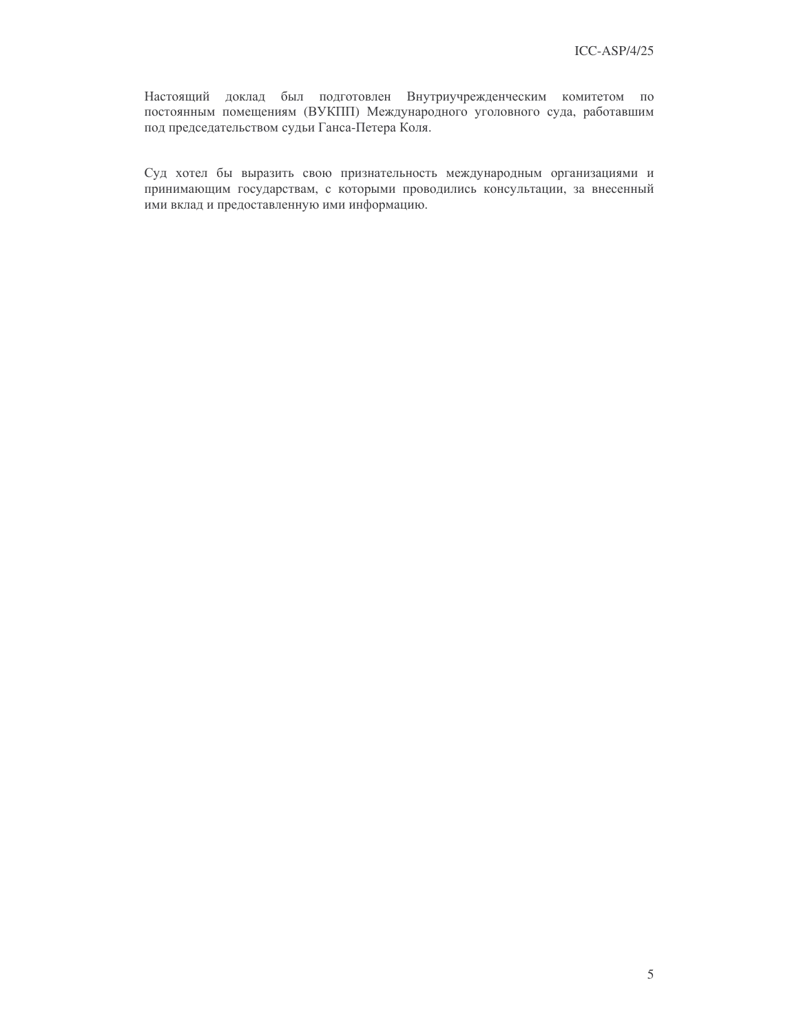Настоящий доклад был подготовлен Внутриучрежденческим комитетом по постоянным помещениям (ВУКПП) Международного уголовного суда, работавшим под председательством судьи Ганса-Петера Коля.

Суд хотел бы выразить свою признательность международным организациями и принимающим государствам, с которыми проводились консультации, за внесенный ими вклад и предоставленную ими информацию.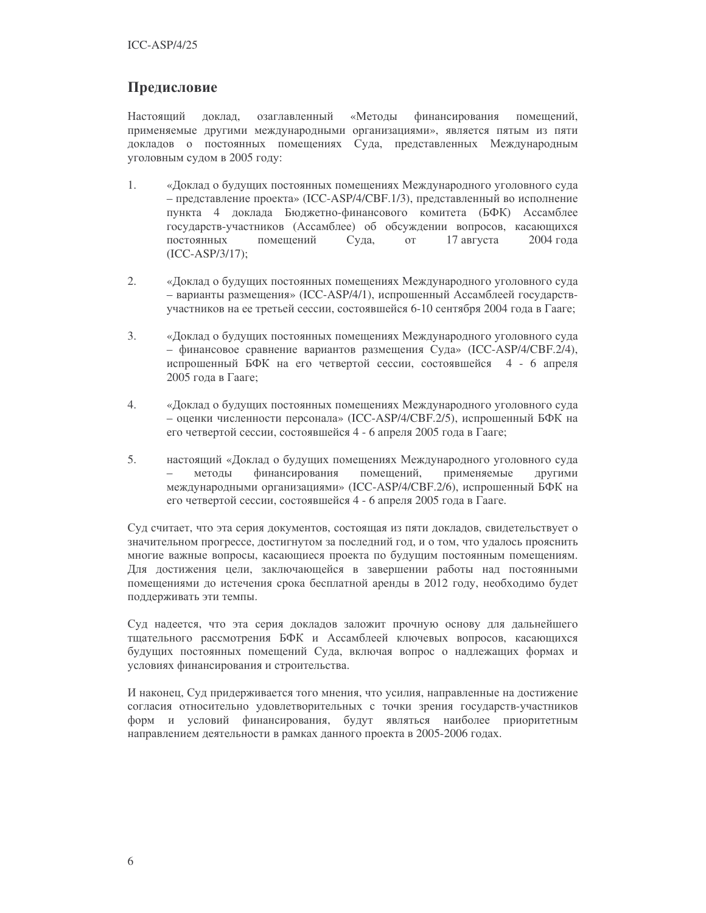## Предисловие

Настоящий доклад, озаглавленный «Методы финансирования помещений, применяемые другими международными организациями», является пятым из пяти докладов о постоянных помещениях Суда, представленных Международным уголовным судом в 2005 году:

1. «Доклад о будущих постоянных помещениях Международного уголовного суда – представление проекта» (ICC-ASP/4/CBF.1/3), представленный во исполнение пункта 4 доклада Бюджетно-финансового комитета (БФК) Ассамблее государств-участников (Ассамблее) об обсуждении вопросов, касающихся постоянных помещений Суда, от 17 августа 2004 года (ICC-ASP/3/17);

2. «Доклад о будущих постоянных помещениях Международного уголовного суда – варианты размещения» (ICC-ASP/4/1), испрошенный Ассамблеей государств-участников на ее третьей сессии, состоявшейся 6-10 сентября 2004 года в Гааге;

3. «Доклад о будущих постоянных помещениях Международного уголовного суда – финансовое сравнение вариантов размещения Суда» (ICC-ASP/4/CBF.2/4), испрошенный БФК на его четвертой сессии, состоявшейся 4 - 6 апреля 2005 года в Гааге;

4. «Доклад о будущих постоянных помещениях Международного уголовного суда – оценки численности персонала» (ICC-ASP/4/CBF.2/5), испрошенный БФК на его четвертой сессии, состоявшейся 4 - 6 апреля 2005 года в Гааге;

5. настоящий «Доклад о будущих помещениях Международного уголовного суда – методы финансирования помещений, применяемые другими международными организациями» (ICC-ASP/4/CBF.2/6), испрошенный БФК на его четвертой сессии, состоявшейся 4 - 6 апреля 2005 года в Гааге.

Суд считает, что эта серия документов, состоящая из пяти докладов, свидетельствует о значительном прогрессе, достигнутом за последний год, и о том, что удалось прояснить многие важные вопросы, касающиеся проекта по будущим постоянным помещениям. Для достижения цели, заключающейся в завершении работы над постоянными помещениями до истечения срока бесплатной аренды в 2012 году, необходимо будет поддерживать эти темпы.

Суд надеется, что эта серия докладов заложит прочную основу для дальнейшего тщательного рассмотрения БФК и Ассамблеей ключевых вопросов, касающихся будущих постоянных помещений Суда, включая вопрос о надлежащих формах и условиях финансирования и строительства.

И наконец, Суд придерживается того мнения, что усилия, направленные на достижение согласия относительно удовлетворительных с точки зрения государств-участников форм и условий финансирования, будут являться наиболее приоритетным направлением деятельности в рамках данного проекта в 2005-2006 годах.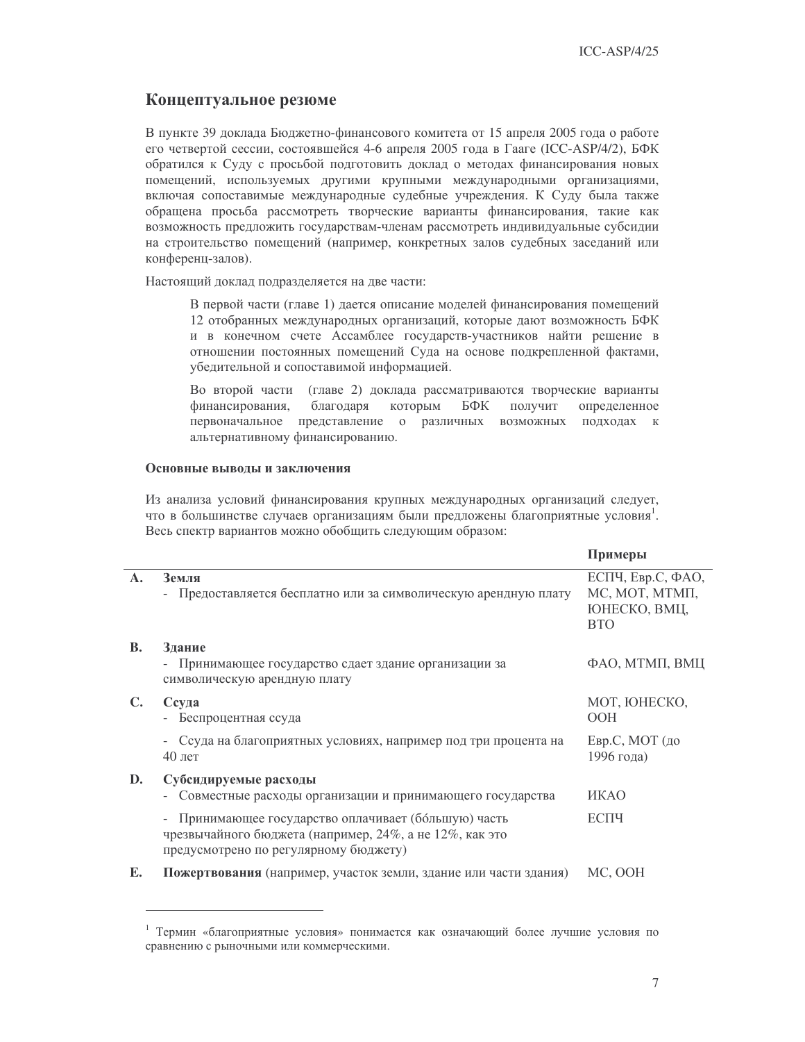## Концептуальное резюме

В пункте 39 доклада Бюджетно-финансового комитета от 15 апреля 2005 года о работе его четвертой сессии, состоявшейся 4-6 апреля 2005 года в Гааге (ICC-ASP/4/2), БФК обратился к Суду с просьбой подготовить доклад о методах финансирования новых помещений, используемых другими крупными международными организациями, включая сопоставимые международные судебные учреждения. К Суду была также обращена просьба рассмотреть творческие варианты финансирования, такие как возможность предложить государствам-членам рассмотреть индивидуальные субсидии на строительство помещений (например, конкретных залов судебных заседаний или конференц-залов).

Настоящий доклад подразделяется на две части:

> В первой части (главе 1) дается описание моделей финансирования помещений 12 отобранных международных организаций, которые дают возможность БФК и в конечном счете Ассамблее государств-участников найти решение в отношении постоянных помещений Суда на основе подкрепленной фактами, убедительной и сопоставимой информацией.
>
> Во второй части (главе 2) доклада рассматриваются творческие варианты финансирования, благодаря которым БФК получит определенное первоначальное представление о различных возможных подходах к альтернативному финансированию.

### Основные выводы и заключения

Из анализа условий финансирования крупных международных организаций следует, что в большинстве случаев организациям были предложены благоприятные условия[1]. Весь спектр вариантов можно обобщить следующим образом:

| | | **Примеры** |
|---|---|---|
| **A.** | **Земля**<br>- Предоставляется бесплатно или за символическую арендную плату | ЕСПЧ, Евр.С, ФАО, МС, МОТ, МТМП, ЮНЕСКО, ВМЦ, ВТО |
| **B.** | **Здание**<br>- Принимающее государство сдает здание организации за символическую арендную плату | ФАО, МТМП, ВМЦ |
| **C.** | **Ссуда**<br>- Беспроцентная ссуда | МОТ, ЮНЕСКО, ООН |
| | - Ссуда на благоприятных условиях, например под три процента на 40 лет | Евр.С, МОТ (до 1996 года) |
| **D.** | **Субсидируемые расходы**<br>- Совместные расходы организации и принимающего государства | ИКАО |
| | - Принимающее государство оплачивает (бóльшую) часть чрезвычайного бюджета (например, 24%, а не 12%, как это предусмотрено по регулярному бюджету) | ЕСПЧ |
| **E.** | **Пожертвования** (например, участок земли, здание или части здания) | МС, ООН |

---

[1] Термин «благоприятные условия» понимается как означающий более лучшие условия по сравнению с рыночными или коммерческими.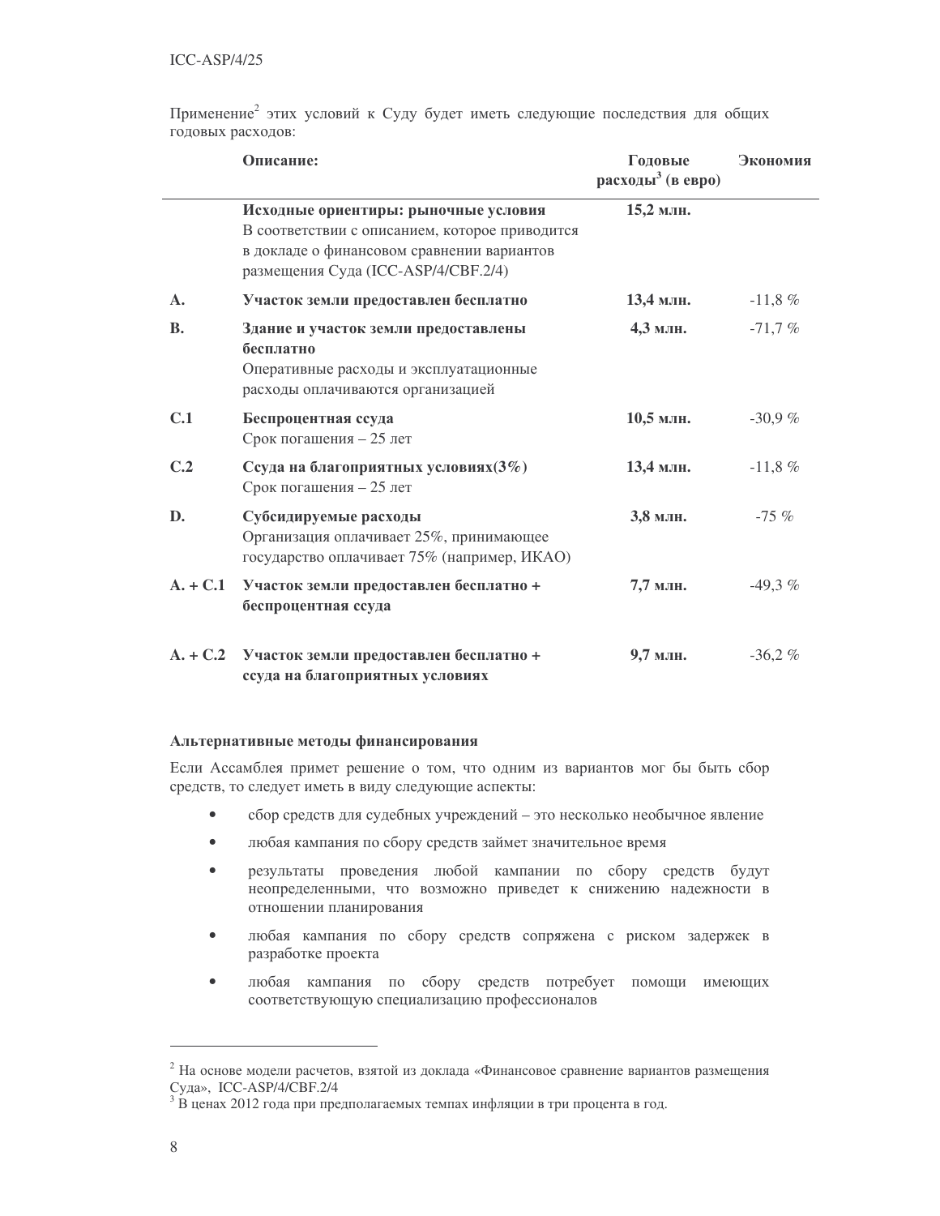Применение[2] этих условий к Суду будет иметь следующие последствия для общих годовых расходов:

| | Описание: | Годовые расходы[3] (в евро) | Экономия |
|---|---|---|---|
| | **Исходные ориентиры: рыночные условия** В соответствии с описанием, которое приводится в докладе о финансовом сравнении вариантов размещения Суда (ICC-ASP/4/CBF.2/4) | **15,2 млн.** | |
| **A.** | **Участок земли предоставлен бесплатно** | **13,4 млн.** | -11,8 % |
| **B.** | **Здание и участок земли предоставлены бесплатно** Оперативные расходы и эксплуатационные расходы оплачиваются организацией | **4,3 млн.** | -71,7 % |
| **C.1** | **Беспроцентная ссуда** Срок погашения – 25 лет | **10,5 млн.** | -30,9 % |
| **C.2** | **Ссуда на благоприятных условиях(3%)** Срок погашения – 25 лет | **13,4 млн.** | -11,8 % |
| **D.** | **Субсидируемые расходы** Организация оплачивает 25%, принимающее государство оплачивает 75% (например, ИКАО) | **3,8 млн.** | -75 % |
| **A. + C.1** | **Участок земли предоставлен бесплатно + беспроцентная ссуда** | **7,7 млн.** | -49,3 % |
| **A. + C.2** | **Участок земли предоставлен бесплатно + ссуда на благоприятных условиях** | **9,7 млн.** | -36,2 % |

**Альтернативные методы финансирования**

Если Ассамблея примет решение о том, что одним из вариантов мог бы быть сбор средств, то следует иметь в виду следующие аспекты:

- сбор средств для судебных учреждений – это несколько необычное явление
- любая кампания по сбору средств займет значительное время
- результаты проведения любой кампании по сбору средств будут неопределенными, что возможно приведет к снижению надежности в отношении планирования
- любая кампания по сбору средств сопряжена с риском задержек в разработке проекта
- любая кампания по сбору средств потребует помощи имеющих соответствующую специализацию профессионалов

---

[2] На основе модели расчетов, взятой из доклада «Финансовое сравнение вариантов размещения Суда», ICC-ASP/4/CBF.2/4

[3] В ценах 2012 года при предполагаемых темпах инфляции в три процента в год.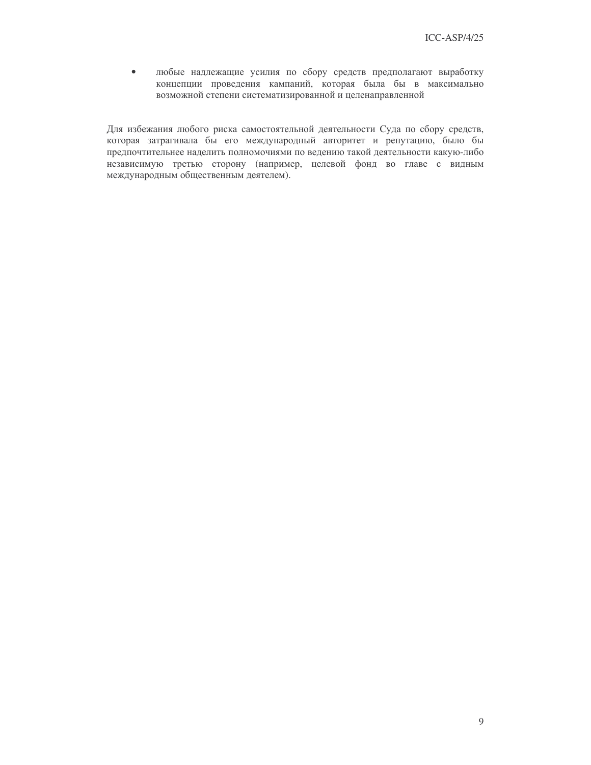- любые надлежащие усилия по сбору средств предполагают выработку концепции проведения кампаний, которая была бы в максимально возможной степени систематизированной и целенаправленной

Для избежания любого риска самостоятельной деятельности Суда по сбору средств, которая затрагивала бы его международный авторитет и репутацию, было бы предпочтительнее наделить полномочиями по ведению такой деятельности какую-либо независимую третью сторону (например, целевой фонд во главе с видным международным общественным деятелем).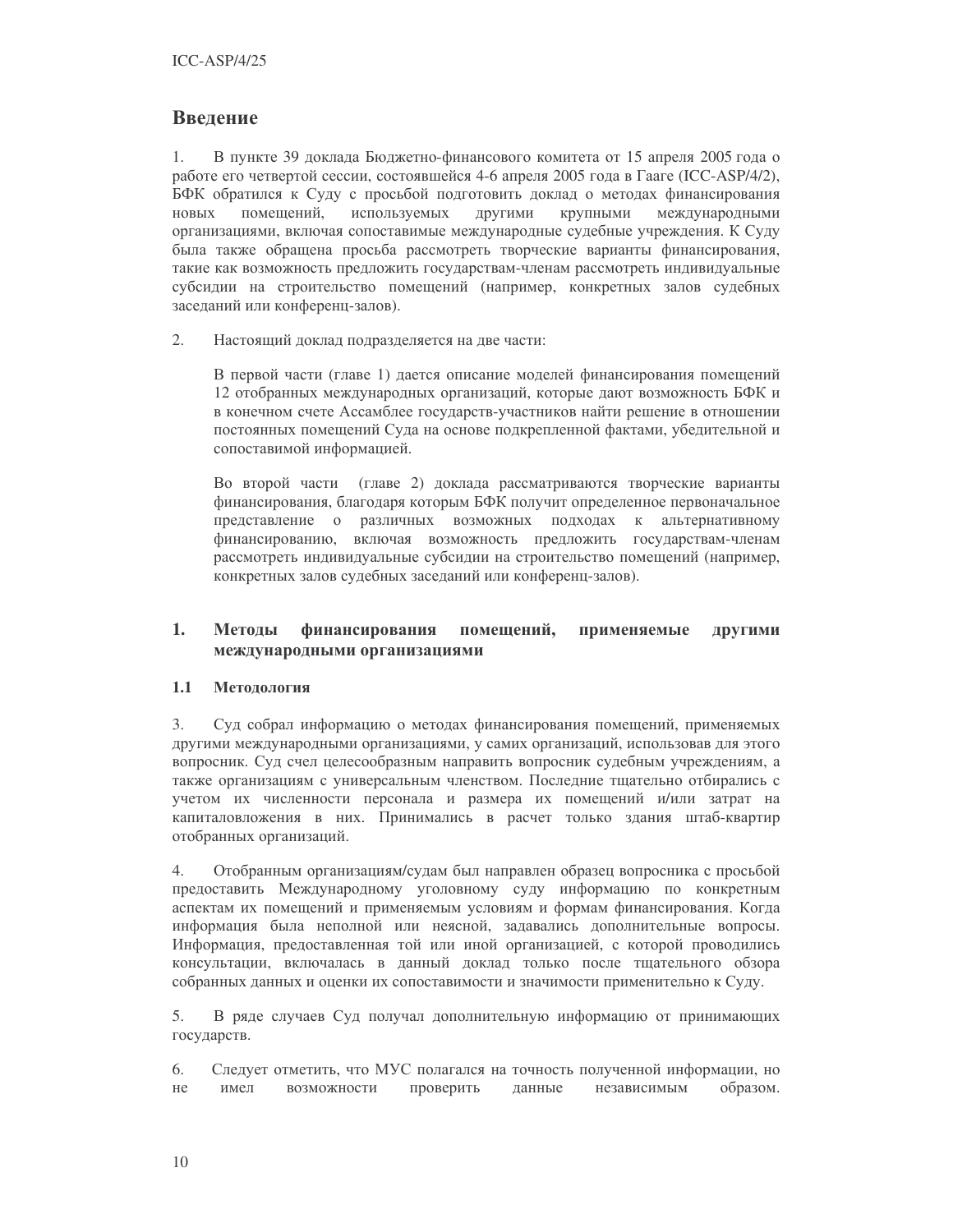## Введение

1. В пункте 39 доклада Бюджетно-финансового комитета от 15 апреля 2005 года о работе его четвертой сессии, состоявшейся 4-6 апреля 2005 года в Гааге (ICC-ASP/4/2), БФК обратился к Суду с просьбой подготовить доклад о методах финансирования новых помещений, используемых другими крупными международными организациями, включая сопоставимые международные судебные учреждения. К Суду была также обращена просьба рассмотреть творческие варианты финансирования, такие как возможность предложить государствам-членам рассмотреть индивидуальные субсидии на строительство помещений (например, конкретных залов судебных заседаний или конференц-залов).

2. Настоящий доклад подразделяется на две части:

В первой части (главе 1) дается описание моделей финансирования помещений 12 отобранных международных организаций, которые дают возможность БФК и в конечном счете Ассамблее государств-участников найти решение в отношении постоянных помещений Суда на основе подкрепленной фактами, убедительной и сопоставимой информацией.

Во второй части (главе 2) доклада рассматриваются творческие варианты финансирования, благодаря которым БФК получит определенное первоначальное представление о различных возможных подходах к альтернативному финансированию, включая возможность предложить государствам-членам рассмотреть индивидуальные субсидии на строительство помещений (например, конкретных залов судебных заседаний или конференц-залов).

## 1. Методы финансирования помещений, применяемые другими международными организациями

### 1.1 Методология

3. Суд собрал информацию о методах финансирования помещений, применяемых другими международными организациями, у самих организаций, использовав для этого вопросник. Суд счел целесообразным направить вопросник судебным учреждениям, а также организациям с универсальным членством. Последние тщательно отбирались с учетом их численности персонала и размера их помещений и/или затрат на капиталовложения в них. Принимались в расчет только здания штаб-квартир отобранных организаций.

4. Отобранным организациям/судам был направлен образец вопросника с просьбой предоставить Международному уголовному суду информацию по конкретным аспектам их помещений и применяемым условиям и формам финансирования. Когда информация была неполной или неясной, задавались дополнительные вопросы. Информация, предоставленная той или иной организацией, с которой проводились консультации, включалась в данный доклад только после тщательного обзора собранных данных и оценки их сопоставимости и значимости применительно к Суду.

5. В ряде случаев Суд получал дополнительную информацию от принимающих государств.

6. Следует отметить, что МУС полагался на точность полученной информации, но не имел возможности проверить данные независимым образом.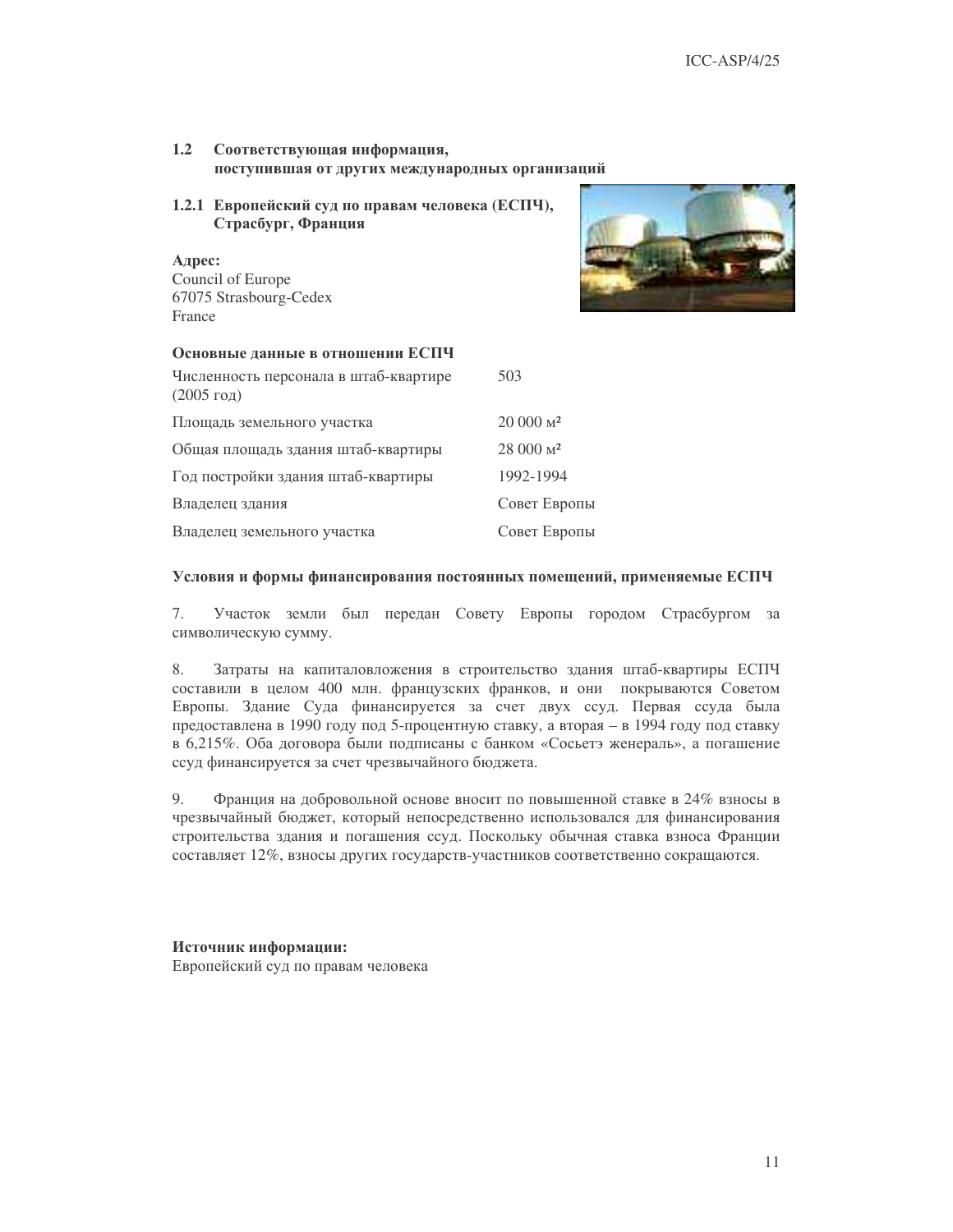## 1.2 Соответствующая информация, поступившая от других международных организаций

### 1.2.1 Европейский суд по правам человека (ЕСПЧ), Страсбург, Франция

**Адрес:**
Council of Europe
67075 Strasbourg-Cedex
France

**Основные данные в отношении ЕСПЧ**

| | |
|---|---|
| Численность персонала в штаб-квартире (2005 год) | 503 |
| Площадь земельного участка | 20 000 м² |
| Общая площадь здания штаб-квартиры | 28 000 м² |
| Год постройки здания штаб-квартиры | 1992-1994 |
| Владелец здания | Совет Европы |
| Владелец земельного участка | Совет Европы |

**Условия и формы финансирования постоянных помещений, применяемые ЕСПЧ**

7. Участок земли был передан Совету Европы городом Страсбургом за символическую сумму.

8. Затраты на капиталовложения в строительство здания штаб-квартиры ЕСПЧ составили в целом 400 млн. французских франков, и они покрываются Советом Европы. Здание Суда финансируется за счет двух ссуд. Первая ссуда была предоставлена в 1990 году под 5-процентную ставку, а вторая – в 1994 году под ставку в 6,215%. Оба договора были подписаны с банком «Сосьетэ женераль», а погашение ссуд финансируется за счет чрезвычайного бюджета.

9. Франция на добровольной основе вносит по повышенной ставке в 24% взносы в чрезвычайный бюджет, который непосредственно использовался для финансирования строительства здания и погашения ссуд. Поскольку обычная ставка взноса Франции составляет 12%, взносы других государств-участников соответственно сокращаются.

**Источник информации:**
Европейский суд по правам человека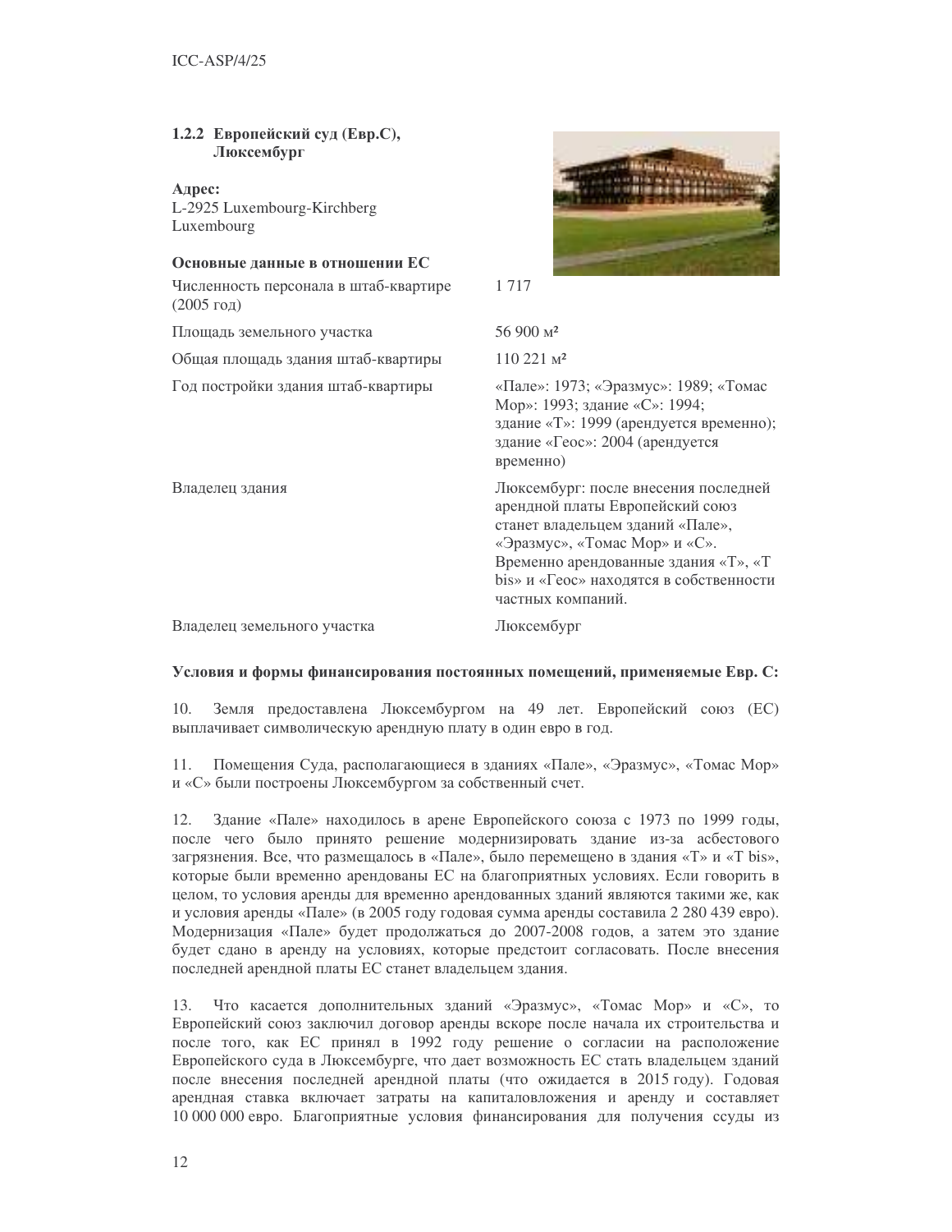### 1.2.2 Европейский суд (Евр.С), Люксембург

**Адрес:**
L-2925 Luxembourg-Kirchberg
Luxembourg

**Основные данные в отношении ЕС**

| | |
|---|---|
| Численность персонала в штаб-квартире (2005 год) | 1 717 |
| Площадь земельного участка | 56 900 м² |
| Общая площадь здания штаб-квартиры | 110 221 м² |
| Год постройки здания штаб-квартиры | «Пале»: 1973; «Эразмус»: 1989; «Томас Мор»: 1993; здание «С»: 1994; здание «Т»: 1999 (арендуется временно); здание «Геос»: 2004 (арендуется временно) |
| Владелец здания | Люксембург: после внесения последней арендной платы Европейский союз станет владельцем зданий «Пале», «Эразмус», «Томас Мор» и «С». Временно арендованные здания «Т», «Т bis» и «Геос» находятся в собственности частных компаний. |
| Владелец земельного участка | Люксембург |

**Условия и формы финансирования постоянных помещений, применяемые Евр. С:**

10. Земля предоставлена Люксембургом на 49 лет. Европейский союз (ЕС) выплачивает символическую арендную плату в один евро в год.

11. Помещения Суда, располагающиеся в зданиях «Пале», «Эразмус», «Томас Мор» и «С» были построены Люксембургом за собственный счет.

12. Здание «Пале» находилось в арене Европейского союза с 1973 по 1999 годы, после чего было принято решение модернизировать здание из-за асбестового загрязнения. Все, что размещалось в «Пале», было перемещено в здания «Т» и «Т bis», которые были временно арендованы ЕС на благоприятных условиях. Если говорить в целом, то условия аренды для временно арендованных зданий являются такими же, как и условия аренды «Пале» (в 2005 году годовая сумма аренды составила 2 280 439 евро). Модернизация «Пале» будет продолжаться до 2007-2008 годов, а затем это здание будет сдано в аренду на условиях, которые предстоит согласовать. После внесения последней арендной платы ЕС станет владельцем здания.

13. Что касается дополнительных зданий «Эразмус», «Томас Мор» и «С», то Европейский союз заключил договор аренды вскоре после начала их строительства и после того, как ЕС принял в 1992 году решение о согласии на расположение Европейского суда в Люксембурге, что дает возможность ЕС стать владельцем зданий после внесения последней арендной платы (что ожидается в 2015 году). Годовая арендная ставка включает затраты на капиталовложения и аренду и составляет 10 000 000 евро. Благоприятные условия финансирования для получения ссуды из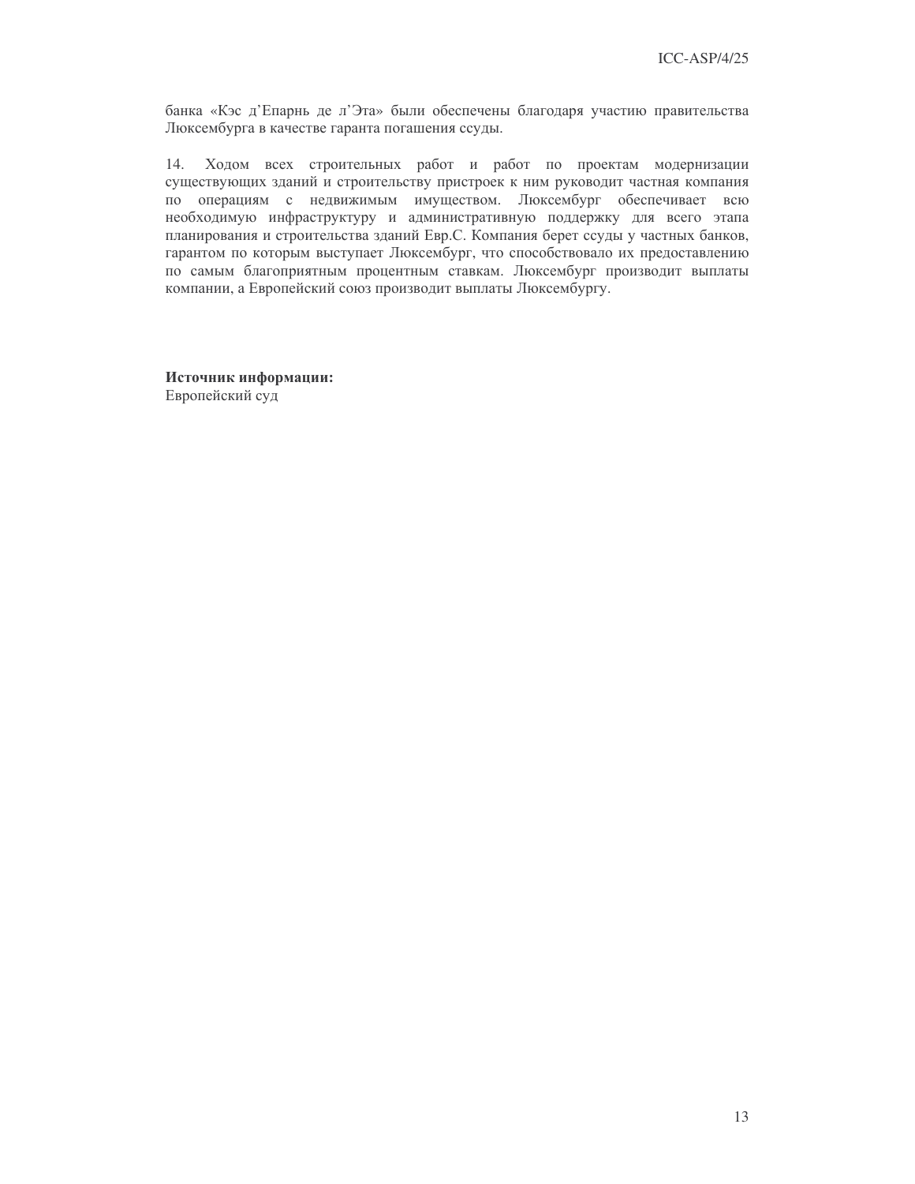банка «Кэс д'Епарнь де л'Эта» были обеспечены благодаря участию правительства Люксембурга в качестве гаранта погашения ссуды.

14. Ходом всех строительных работ и работ по проектам модернизации существующих зданий и строительству пристроек к ним руководит частная компания по операциям с недвижимым имуществом. Люксембург обеспечивает всю необходимую инфраструктуру и административную поддержку для всего этапа планирования и строительства зданий Евр.С. Компания берет ссуды у частных банков, гарантом по которым выступает Люксембург, что способствовало их предоставлению по самым благоприятным процентным ставкам. Люксембург производит выплаты компании, а Европейский союз производит выплаты Люксембургу.

**Источник информации:**
Европейский суд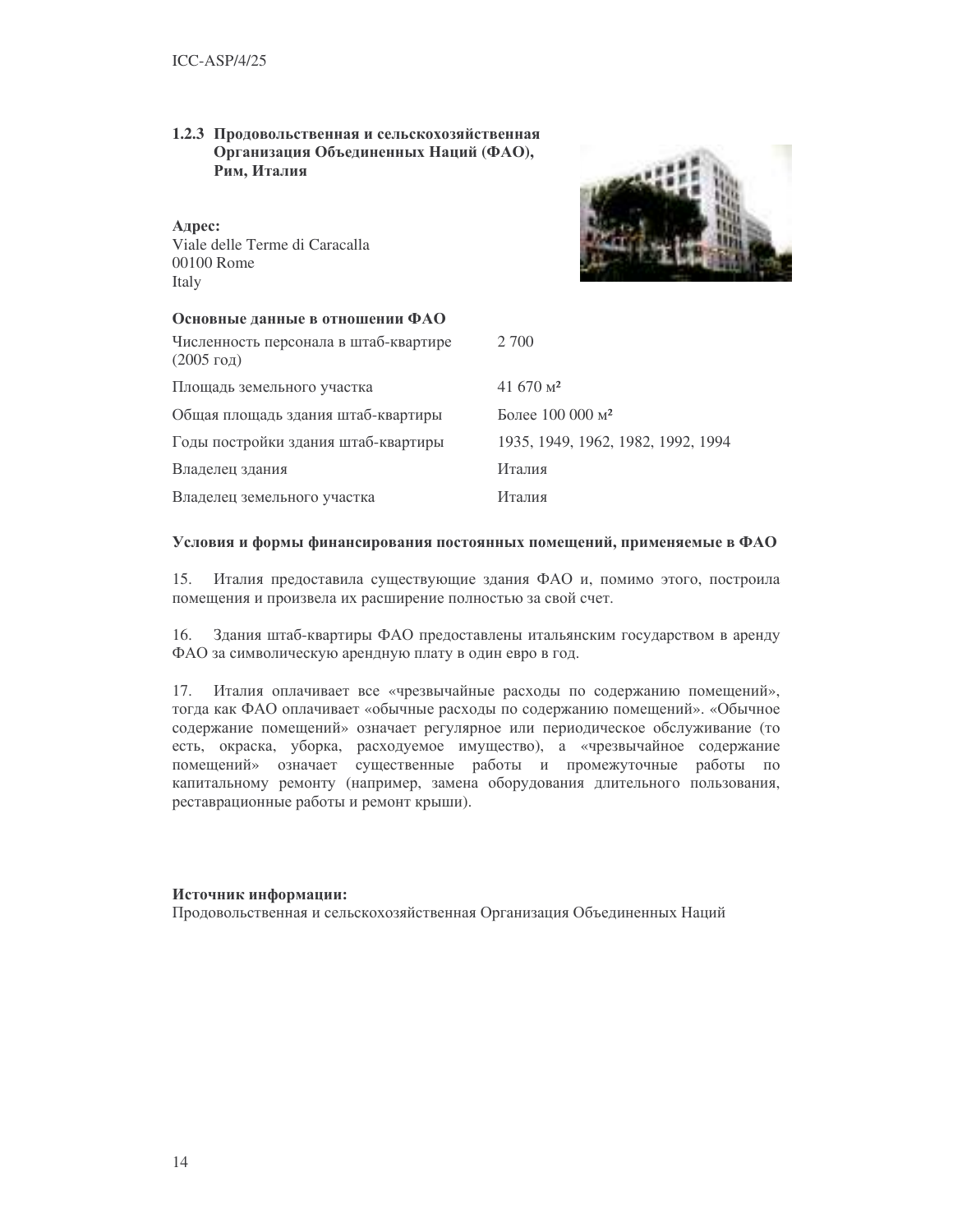### 1.2.3 Продовольственная и сельскохозяйственная Организация Объединенных Наций (ФАО), Рим, Италия

**Адрес:**
Viale delle Terme di Caracalla
00100 Rome
Italy

**Основные данные в отношении ФАО**

| | |
|---|---|
| Численность персонала в штаб-квартире (2005 год) | 2 700 |
| Площадь земельного участка | 41 670 м² |
| Общая площадь здания штаб-квартиры | Более 100 000 м² |
| Годы постройки здания штаб-квартиры | 1935, 1949, 1962, 1982, 1992, 1994 |
| Владелец здания | Италия |
| Владелец земельного участка | Италия |

**Условия и формы финансирования постоянных помещений, применяемые в ФАО**

15. Италия предоставила существующие здания ФАО и, помимо этого, построила помещения и произвела их расширение полностью за свой счет.

16. Здания штаб-квартиры ФАО предоставлены итальянским государством в аренду ФАО за символическую арендную плату в один евро в год.

17. Италия оплачивает все «чрезвычайные расходы по содержанию помещений», тогда как ФАО оплачивает «обычные расходы по содержанию помещений». «Обычное содержание помещений» означает регулярное или периодическое обслуживание (то есть, окраска, уборка, расходуемое имущество), а «чрезвычайное содержание помещений» означает существенные работы и промежуточные работы по капитальному ремонту (например, замена оборудования длительного пользования, реставрационные работы и ремонт крыши).

**Источник информации:**
Продовольственная и сельскохозяйственная Организация Объединенных Наций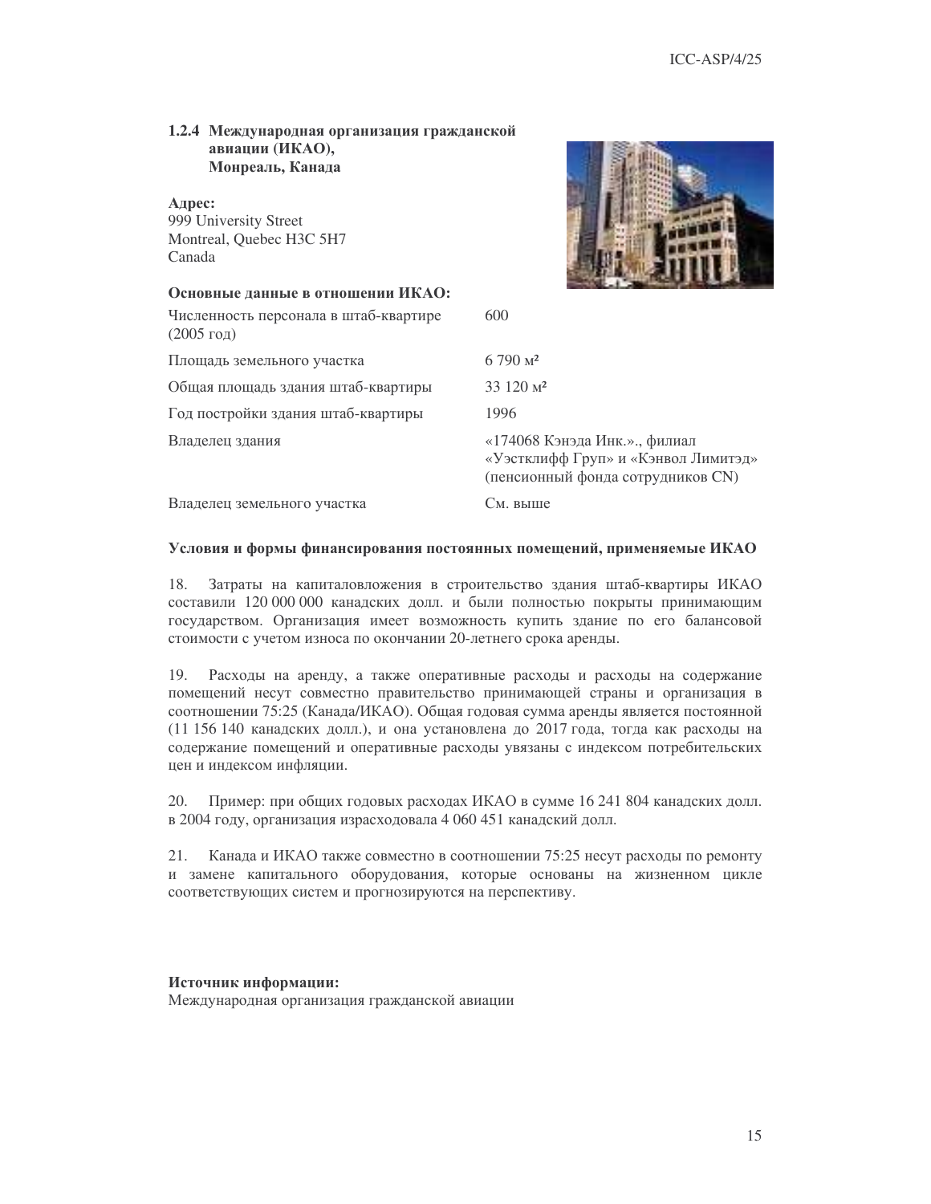### 1.2.4 Международная организация гражданской авиации (ИКАО), Монреаль, Канада

**Адрес:**
999 University Street
Montreal, Quebec H3C 5H7
Canada

**Основные данные в отношении ИКАО:**

| | |
|---|---|
| Численность персонала в штаб-квартире (2005 год) | 600 |
| Площадь земельного участка | 6 790 м² |
| Общая площадь здания штаб-квартиры | 33 120 м² |
| Год постройки здания штаб-квартиры | 1996 |
| Владелец здания | «174068 Кэнэда Инк.»., филиал «Уэстклифф Груп» и «Кэнвол Лимитэд» (пенсионный фонда сотрудников CN) |
| Владелец земельного участка | См. выше |

**Условия и формы финансирования постоянных помещений, применяемые ИКАО**

18. Затраты на капиталовложения в строительство здания штаб-квартиры ИКАО составили 120 000 000 канадских долл. и были полностью покрыты принимающим государством. Организация имеет возможность купить здание по его балансовой стоимости с учетом износа по окончании 20-летнего срока аренды.

19. Расходы на аренду, а также оперативные расходы и расходы на содержание помещений несут совместно правительство принимающей страны и организация в соотношении 75:25 (Канада/ИКАО). Общая годовая сумма аренды является постоянной (11 156 140 канадских долл.), и она установлена до 2017 года, тогда как расходы на содержание помещений и оперативные расходы увязаны с индексом потребительских цен и индексом инфляции.

20. Пример: при общих годовых расходах ИКАО в сумме 16 241 804 канадских долл. в 2004 году, организация израсходовала 4 060 451 канадский долл.

21. Канада и ИКАО также совместно в соотношении 75:25 несут расходы по ремонту и замене капитального оборудования, которые основаны на жизненном цикле соответствующих систем и прогнозируются на перспективу.

**Источник информации:**
Международная организация гражданской авиации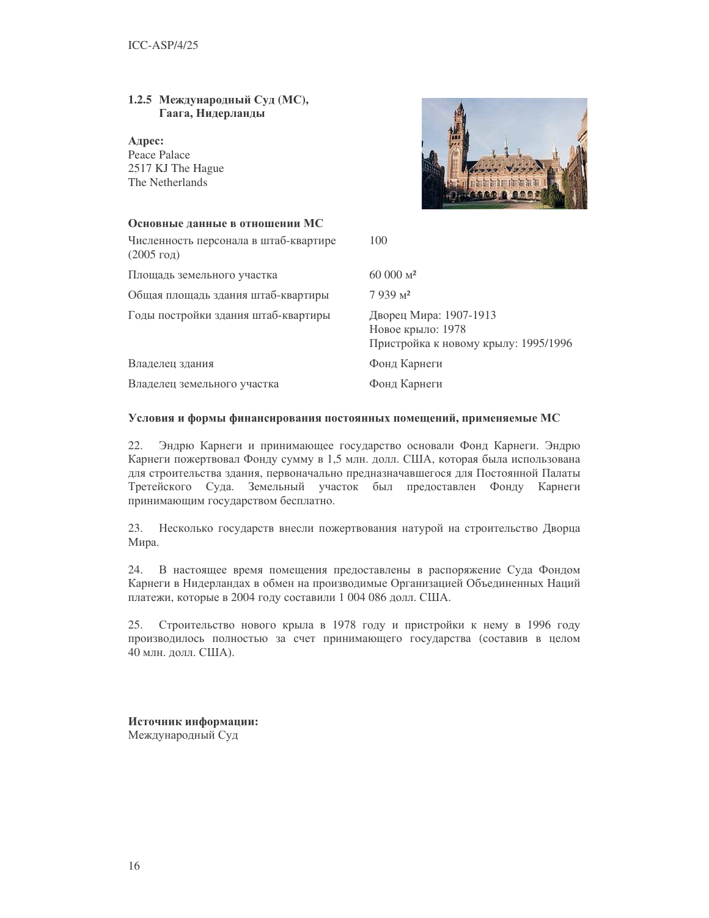### 1.2.5 Международный Суд (МС), Гаага, Нидерланды

**Адрес:**
Peace Palace
2517 KJ The Hague
The Netherlands

**Основные данные в отношении МС**

| | |
|---|---|
| Численность персонала в штаб-квартире (2005 год) | 100 |
| Площадь земельного участка | 60 000 м² |
| Общая площадь здания штаб-квартиры | 7 939 м² |
| Годы постройки здания штаб-квартиры | Дворец Мира: 1907-1913<br>Новое крыло: 1978<br>Пристройка к новому крылу: 1995/1996 |
| Владелец здания | Фонд Карнеги |
| Владелец земельного участка | Фонд Карнеги |

**Условия и формы финансирования постоянных помещений, применяемые МС**

22. Эндрю Карнеги и принимающее государство основали Фонд Карнеги. Эндрю Карнеги пожертвовал Фонду сумму в 1,5 млн. долл. США, которая была использована для строительства здания, первоначально предназначавшегося для Постоянной Палаты Третейского Суда. Земельный участок был предоставлен Фонду Карнеги принимающим государством бесплатно.

23. Несколько государств внесли пожертвования натурой на строительство Дворца Мира.

24. В настоящее время помещения предоставлены в распоряжение Суда Фондом Карнеги в Нидерландах в обмен на производимые Организацией Объединенных Наций платежи, которые в 2004 году составили 1 004 086 долл. США.

25. Строительство нового крыла в 1978 году и пристройки к нему в 1996 году производилось полностью за счет принимающего государства (составив в целом 40 млн. долл. США).

**Источник информации:**
Международный Суд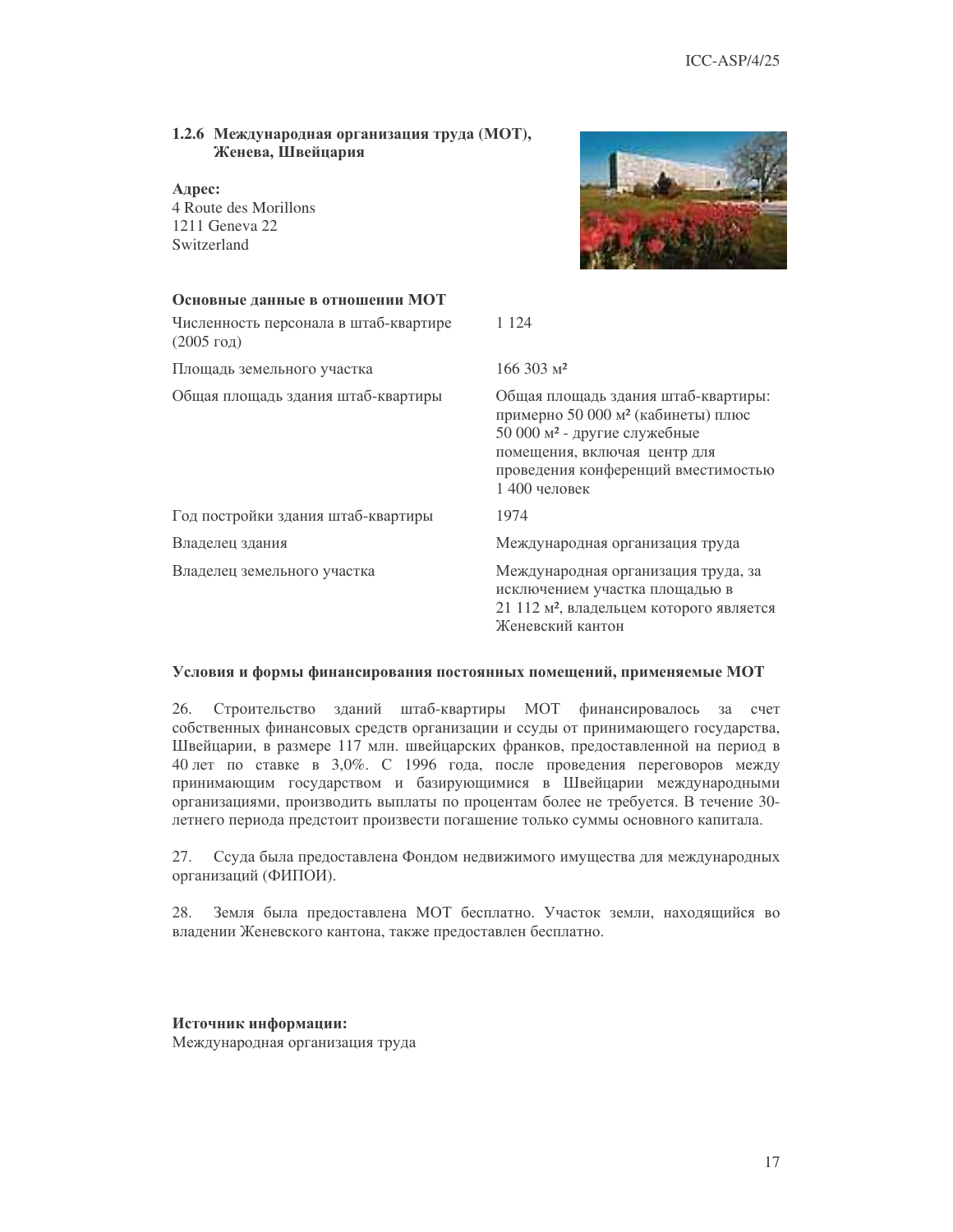### 1.2.6 Международная организация труда (МОТ), Женева, Швейцария

**Адрес:**
4 Route des Morillons
1211 Geneva 22
Switzerland

**Основные данные в отношении МОТ**

| | |
|---|---|
| Численность персонала в штаб-квартире (2005 год) | 1 124 |
| Площадь земельного участка | 166 303 м² |
| Общая площадь здания штаб-квартиры | Общая площадь здания штаб-квартиры: примерно 50 000 м² (кабинеты) плюс 50 000 м² - другие служебные помещения, включая центр для проведения конференций вместимостью 1 400 человек |
| Год постройки здания штаб-квартиры | 1974 |
| Владелец здания | Международная организация труда |
| Владелец земельного участка | Международная организация труда, за исключением участка площадью в 21 112 м², владельцем которого является Женевский кантон |

**Условия и формы финансирования постоянных помещений, применяемые МОТ**

26. Строительство зданий штаб-квартиры МОТ финансировалось за счет собственных финансовых средств организации и ссуды от принимающего государства, Швейцарии, в размере 117 млн. швейцарских франков, предоставленной на период в 40 лет по ставке в 3,0%. С 1996 года, после проведения переговоров между принимающим государством и базирующимися в Швейцарии международными организациями, производить выплаты по процентам более не требуется. В течение 30-летнего периода предстоит произвести погашение только суммы основного капитала.

27. Ссуда была предоставлена Фондом недвижимого имущества для международных организаций (ФИПОИ).

28. Земля была предоставлена МОТ бесплатно. Участок земли, находящийся во владении Женевского кантона, также предоставлен бесплатно.

**Источник информации:**
Международная организация труда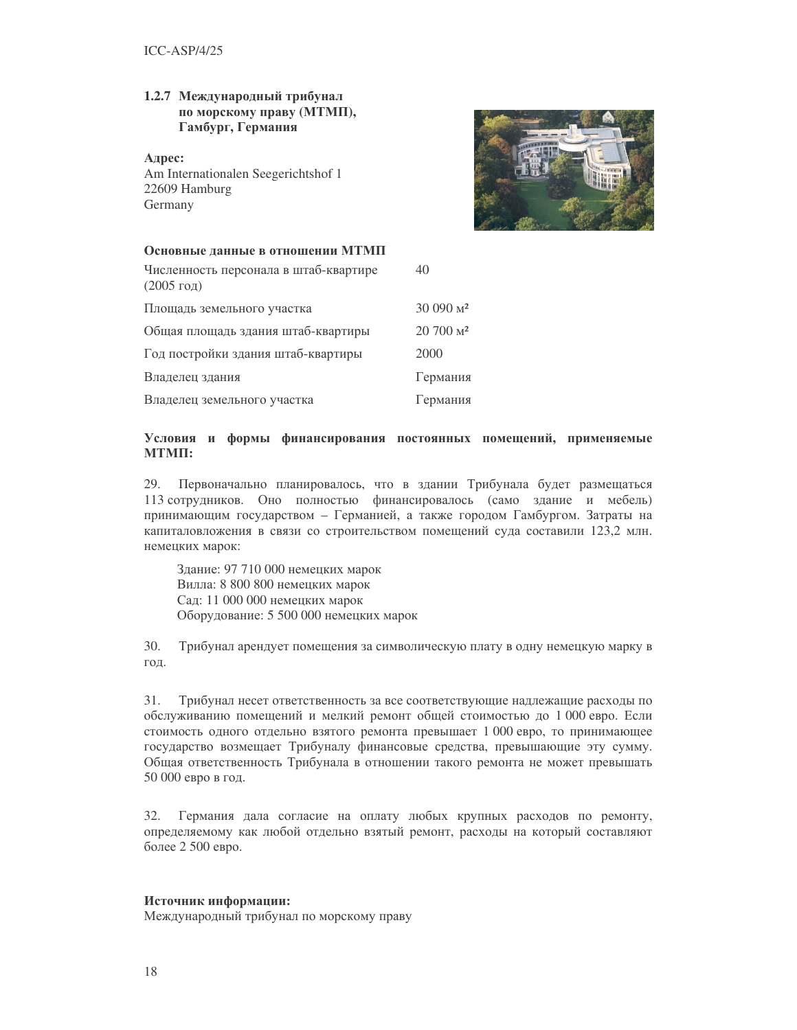### 1.2.7 Международный трибунал по морскому праву (МТМП), Гамбург, Германия

**Адрес:**
Am Internationalen Seegerichtshof 1
22609 Hamburg
Germany

**Основные данные в отношении МТМП**

| | |
|---|---|
| Численность персонала в штаб-квартире (2005 год) | 40 |
| Площадь земельного участка | 30 090 м² |
| Общая площадь здания штаб-квартиры | 20 700 м² |
| Год постройки здания штаб-квартиры | 2000 |
| Владелец здания | Германия |
| Владелец земельного участка | Германия |

**Условия и формы финансирования постоянных помещений, применяемые МТМП:**

29. Первоначально планировалось, что в здании Трибунала будет размещаться 113 сотрудников. Оно полностью финансировалось (само здание и мебель) принимающим государством – Германией, а также городом Гамбургом. Затраты на капиталовложения в связи со строительством помещений суда составили 123,2 млн. немецких марок:

Здание: 97 710 000 немецких марок
Вилла: 8 800 800 немецких марок
Сад: 11 000 000 немецких марок
Оборудование: 5 500 000 немецких марок

30. Трибунал арендует помещения за символическую плату в одну немецкую марку в год.

31. Трибунал несет ответственность за все соответствующие надлежащие расходы по обслуживанию помещений и мелкий ремонт общей стоимостью до 1 000 евро. Если стоимость одного отдельно взятого ремонта превышает 1 000 евро, то принимающее государство возмещает Трибуналу финансовые средства, превышающие эту сумму. Общая ответственность Трибунала в отношении такого ремонта не может превышать 50 000 евро в год.

32. Германия дала согласие на оплату любых крупных расходов по ремонту, определяемому как любой отдельно взятый ремонт, расходы на который составляют более 2 500 евро.

**Источник информации:**
Международный трибунал по морскому праву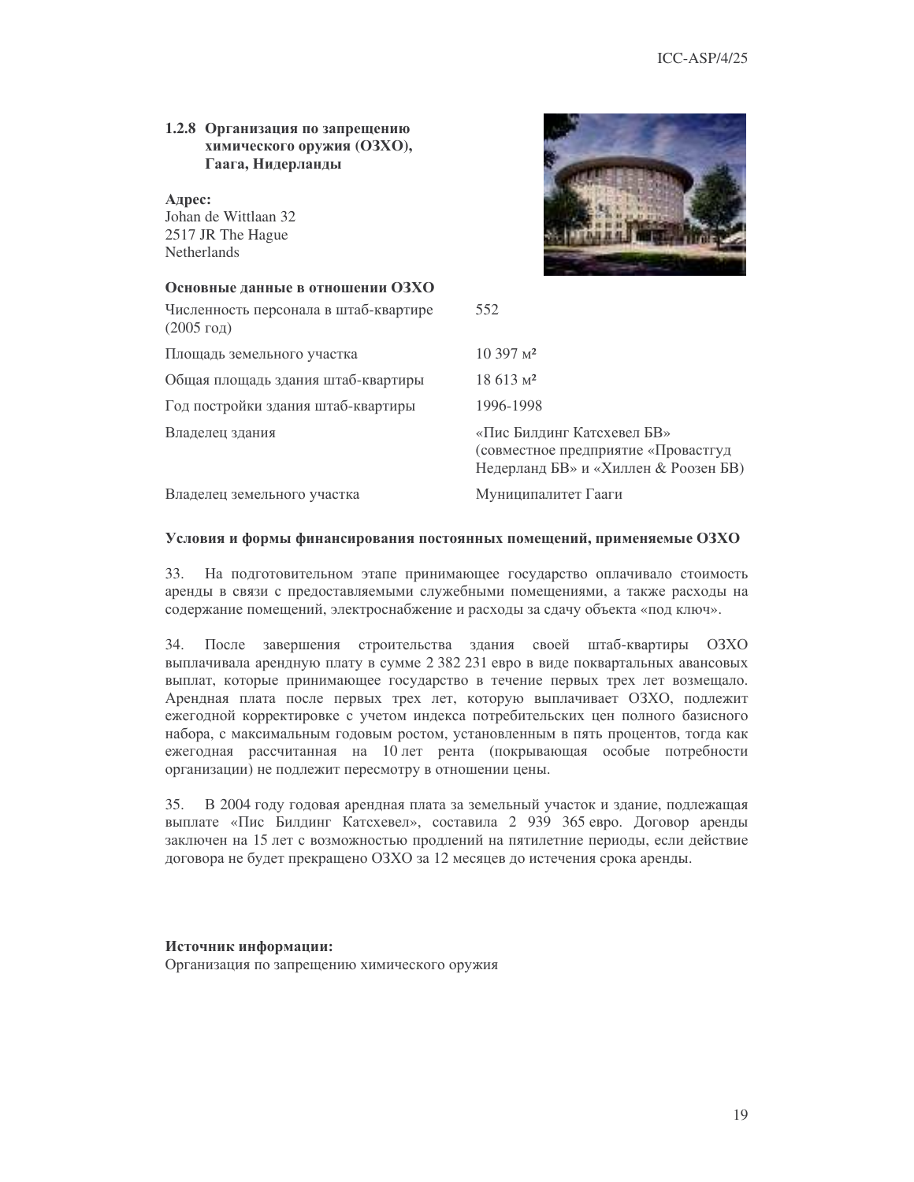### 1.2.8 Организация по запрещению химического оружия (ОЗХО), Гаага, Нидерланды

**Адрес:**
Johan de Wittlaan 32
2517 JR The Hague
Netherlands

**Основные данные в отношении ОЗХО**

| | |
|---|---|
| Численность персонала в штаб-квартире (2005 год) | 552 |
| Площадь земельного участка | 10 397 м² |
| Общая площадь здания штаб-квартиры | 18 613 м² |
| Год постройки здания штаб-квартиры | 1996-1998 |
| Владелец здания | «Пис Билдинг Катсхевел БВ» (совместное предприятие «Провастгуд Недерланд БВ» и «Хиллен & Роозен БВ) |
| Владелец земельного участка | Муниципалитет Гааги |

**Условия и формы финансирования постоянных помещений, применяемые ОЗХО**

33. На подготовительном этапе принимающее государство оплачивало стоимость аренды в связи с предоставляемыми служебными помещениями, а также расходы на содержание помещений, электроснабжение и расходы за сдачу объекта «под ключ».

34. После завершения строительства здания своей штаб-квартиры ОЗХО выплачивала арендную плату в сумме 2 382 231 евро в виде поквартальных авансовых выплат, которые принимающее государство в течение первых трех лет возмещало. Арендная плата после первых трех лет, которую выплачивает ОЗХО, подлежит ежегодной корректировке с учетом индекса потребительских цен полного базисного набора, с максимальным годовым ростом, установленным в пять процентов, тогда как ежегодная рассчитанная на 10 лет рента (покрывающая особые потребности организации) не подлежит пересмотру в отношении цены.

35. В 2004 году годовая арендная плата за земельный участок и здание, подлежащая выплате «Пис Билдинг Катсхевел», составила 2 939 365 евро. Договор аренды заключен на 15 лет с возможностью продлений на пятилетние периоды, если действие договора не будет прекращено ОЗХО за 12 месяцев до истечения срока аренды.

**Источник информации:**
Организация по запрещению химического оружия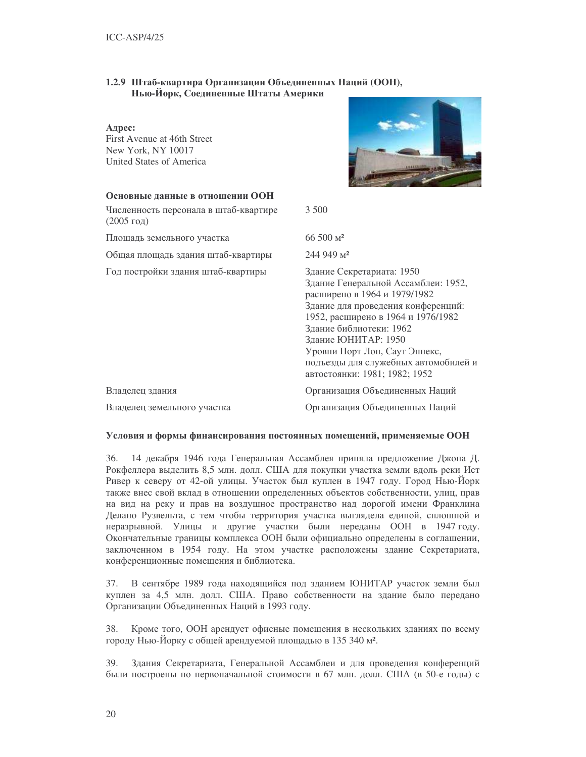### 1.2.9 Штаб-квартира Организации Объединенных Наций (ООН), Нью-Йорк, Соединенные Штаты Америки

**Адрес:**
First Avenue at 46th Street
New York, NY 10017
United States of America

**Основные данные в отношении ООН**

| | |
|---|---|
| Численность персонала в штаб-квартире (2005 год) | 3 500 |
| Площадь земельного участка | 66 500 м² |
| Общая площадь здания штаб-квартиры | 244 949 м² |
| Год постройки здания штаб-квартиры | Здание Секретариата: 1950<br>Здание Генеральной Ассамблеи: 1952, расширено в 1964 и 1979/1982<br>Здание для проведения конференций: 1952, расширено в 1964 и 1976/1982<br>Здание библиотеки: 1962<br>Здание ЮНИТАР: 1950<br>Уровни Норт Лон, Саут Эннекс, подъезды для служебных автомобилей и автостоянки: 1981; 1982; 1952 |
| Владелец здания | Организация Объединенных Наций |
| Владелец земельного участка | Организация Объединенных Наций |

**Условия и формы финансирования постоянных помещений, применяемые ООН**

36. 14 декабря 1946 года Генеральная Ассамблея приняла предложение Джона Д. Рокфеллера выделить 8,5 млн. долл. США для покупки участка земли вдоль реки Ист Ривер к северу от 42-ой улицы. Участок был куплен в 1947 году. Город Нью-Йорк также внес свой вклад в отношении определенных объектов собственности, улиц, прав на вид на реку и прав на воздушное пространство над дорогой имени Франклина Делано Рузвельта, с тем чтобы территория участка выглядела единой, сплошной и неразрывной. Улицы и другие участки были переданы ООН в 1947 году. Окончательные границы комплекса ООН были официально определены в соглашении, заключенном в 1954 году. На этом участке расположены здание Секретариата, конференционные помещения и библиотека.

37. В сентябре 1989 года находящийся под зданием ЮНИТАР участок земли был куплен за 4,5 млн. долл. США. Право собственности на здание было передано Организации Объединенных Наций в 1993 году.

38. Кроме того, ООН арендует офисные помещения в нескольких зданиях по всему городу Нью-Йорку с общей арендуемой площадью в 135 340 м².

39. Здания Секретариата, Генеральной Ассамблеи и для проведения конференций были построены по первоначальной стоимости в 67 млн. долл. США (в 50-е годы) с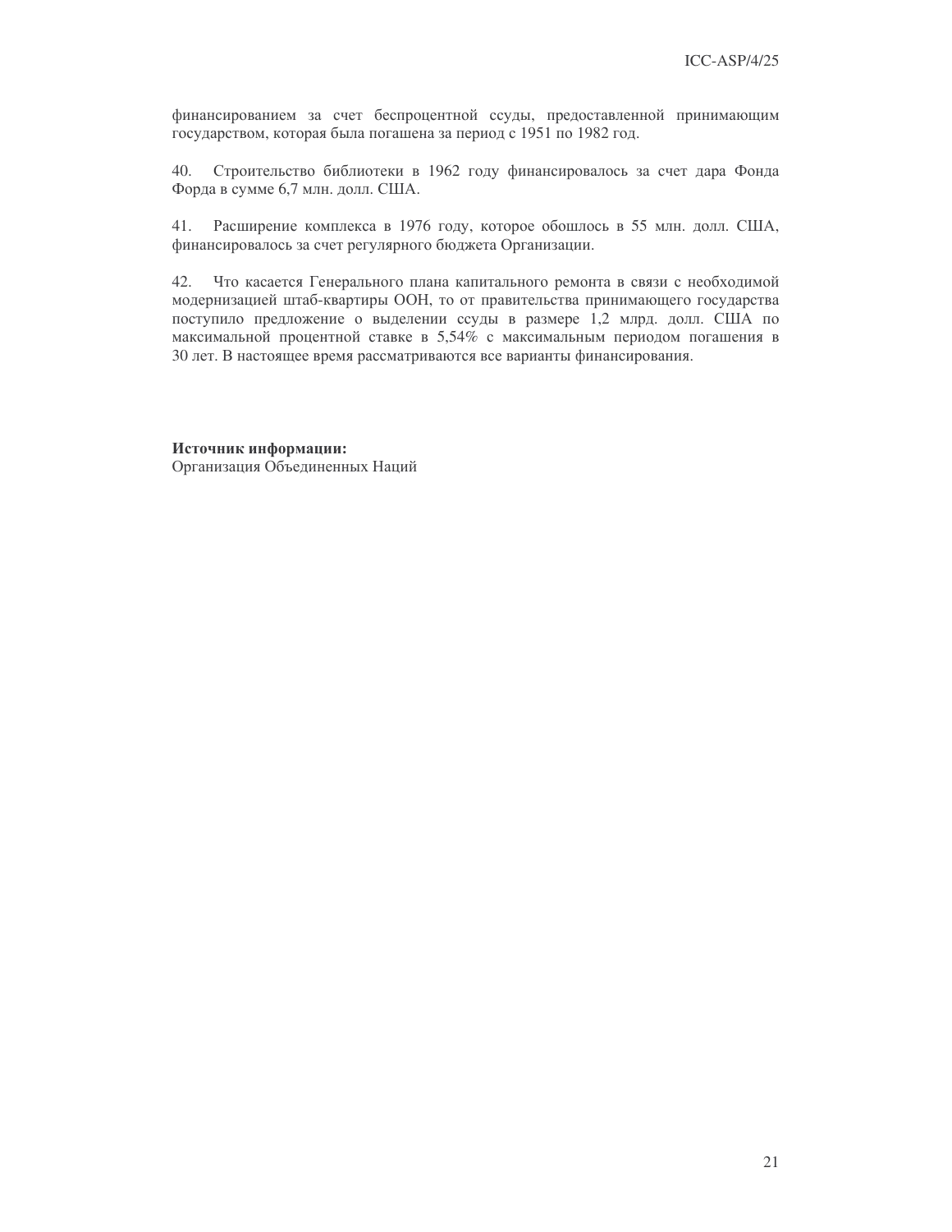финансированием за счет беспроцентной ссуды, предоставленной принимающим государством, которая была погашена за период с 1951 по 1982 год.

40. Строительство библиотеки в 1962 году финансировалось за счет дара Фонда Форда в сумме 6,7 млн. долл. США.

41. Расширение комплекса в 1976 году, которое обошлось в 55 млн. долл. США, финансировалось за счет регулярного бюджета Организации.

42. Что касается Генерального плана капитального ремонта в связи с необходимой модернизацией штаб-квартиры ООН, то от правительства принимающего государства поступило предложение о выделении ссуды в размере 1,2 млрд. долл. США по максимальной процентной ставке в 5,54% с максимальным периодом погашения в 30 лет. В настоящее время рассматриваются все варианты финансирования.

**Источник информации:**
Организация Объединенных Наций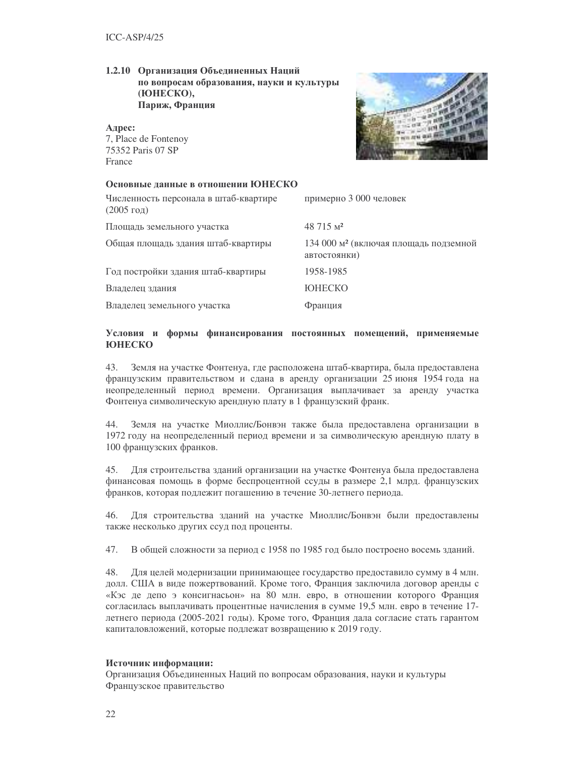### 1.2.10 Организация Объединенных Наций по вопросам образования, науки и культуры (ЮНЕСКО), Париж, Франция

**Адрес:**
7, Place de Fontenoy
75352 Paris 07 SP
France

**Основные данные в отношении ЮНЕСКО**

| | |
|---|---|
| Численность персонала в штаб-квартире (2005 год) | примерно 3 000 человек |
| Площадь земельного участка | 48 715 м² |
| Общая площадь здания штаб-квартиры | 134 000 м² (включая площадь подземной автостоянки) |
| Год постройки здания штаб-квартиры | 1958-1985 |
| Владелец здания | ЮНЕСКО |
| Владелец земельного участка | Франция |

**Условия и формы финансирования постоянных помещений, применяемые ЮНЕСКО**

43. Земля на участке Фонтенуа, где расположена штаб-квартира, была предоставлена французским правительством и сдана в аренду организации 25 июня 1954 года на неопределенный период времени. Организация выплачивает за аренду участка Фонтенуа символическую арендную плату в 1 французский франк.

44. Земля на участке Миоллис/Бонвэн также была предоставлена организации в 1972 году на неопределенный период времени и за символическую арендную плату в 100 французских франков.

45. Для строительства зданий организации на участке Фонтенуа была предоставлена финансовая помощь в форме беспроцентной ссуды в размере 2,1 млрд. французских франков, которая подлежит погашению в течение 30-летнего периода.

46. Для строительства зданий на участке Миоллис/Бонвэн были предоставлены также несколько других ссуд под проценты.

47. В общей сложности за период с 1958 по 1985 год было построено восемь зданий.

48. Для целей модернизации принимающее государство предоставило сумму в 4 млн. долл. США в виде пожертвований. Кроме того, Франция заключила договор аренды с «Кэс де депо э консигнасьон» на 80 млн. евро, в отношении которого Франция согласилась выплачивать процентные начисления в сумме 19,5 млн. евро в течение 17-летнего периода (2005-2021 годы). Кроме того, Франция дала согласие стать гарантом капиталовложений, которые подлежат возвращению к 2019 году.

**Источник информации:**
Организация Объединенных Наций по вопросам образования, науки и культуры
Французское правительство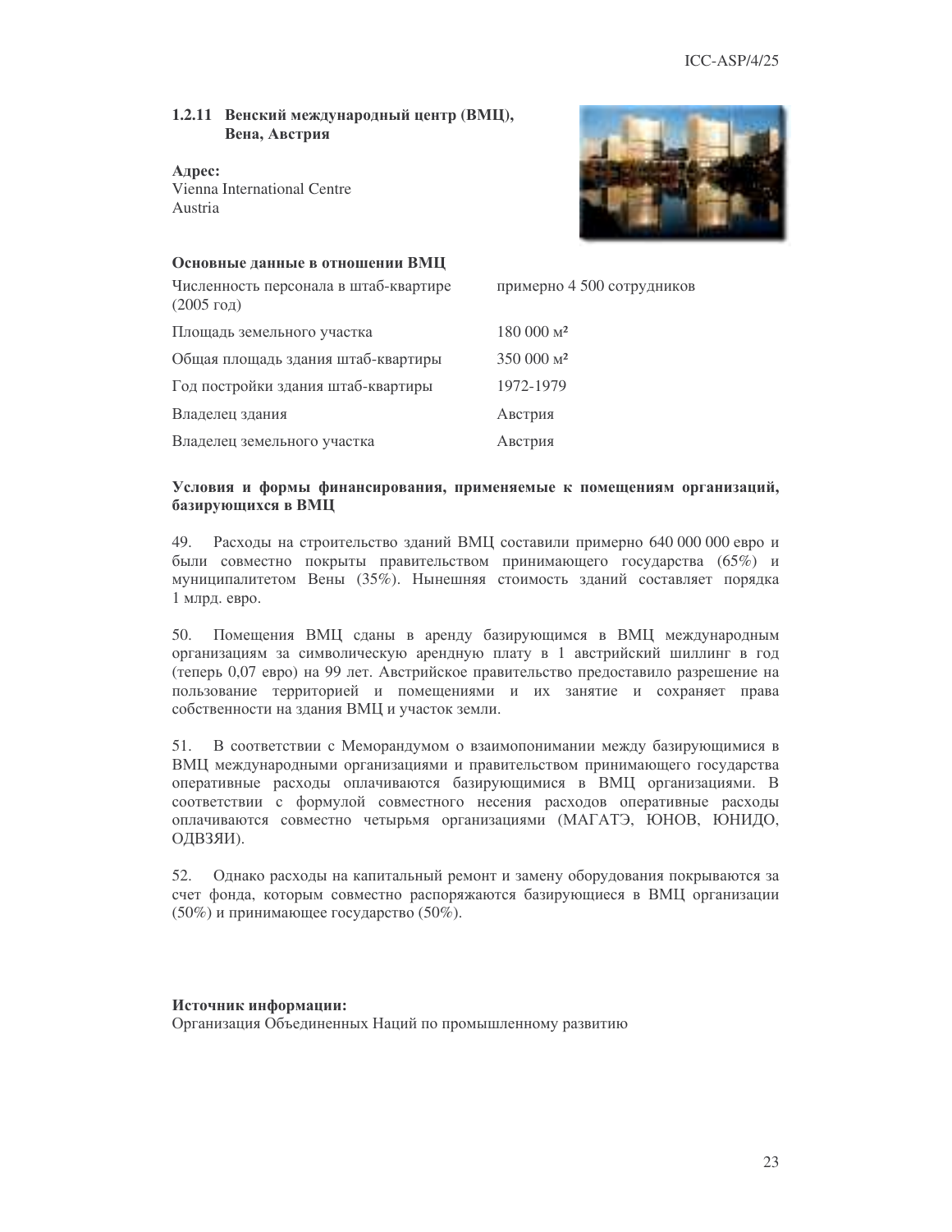### 1.2.11 Венский международный центр (ВМЦ), Вена, Австрия

**Адрес:**
Vienna International Centre
Austria

**Основные данные в отношении ВМЦ**

| | |
|---|---|
| Численность персонала в штаб-квартире (2005 год) | примерно 4 500 сотрудников |
| Площадь земельного участка | 180 000 м² |
| Общая площадь здания штаб-квартиры | 350 000 м² |
| Год постройки здания штаб-квартиры | 1972-1979 |
| Владелец здания | Австрия |
| Владелец земельного участка | Австрия |

**Условия и формы финансирования, применяемые к помещениям организаций, базирующихся в ВМЦ**

49. Расходы на строительство зданий ВМЦ составили примерно 640 000 000 евро и были совместно покрыты правительством принимающего государства (65%) и муниципалитетом Вены (35%). Нынешняя стоимость зданий составляет порядка 1 млрд. евро.

50. Помещения ВМЦ сданы в аренду базирующимся в ВМЦ международным организациям за символическую арендную плату в 1 австрийский шиллинг в год (теперь 0,07 евро) на 99 лет. Австрийское правительство предоставило разрешение на пользование территорией и помещениями и их занятие и сохраняет права собственности на здания ВМЦ и участок земли.

51. В соответствии с Меморандумом о взаимопонимании между базирующимися в ВМЦ международными организациями и правительством принимающего государства оперативные расходы оплачиваются базирующимися в ВМЦ организациями. В соответствии с формулой совместного несения расходов оперативные расходы оплачиваются совместно четырьмя организациями (МАГАТЭ, ЮНОВ, ЮНИДО, ОДВЗЯИ).

52. Однако расходы на капитальный ремонт и замену оборудования покрываются за счет фонда, которым совместно распоряжаются базирующиеся в ВМЦ организации (50%) и принимающее государство (50%).

**Источник информации:**
Организация Объединенных Наций по промышленному развитию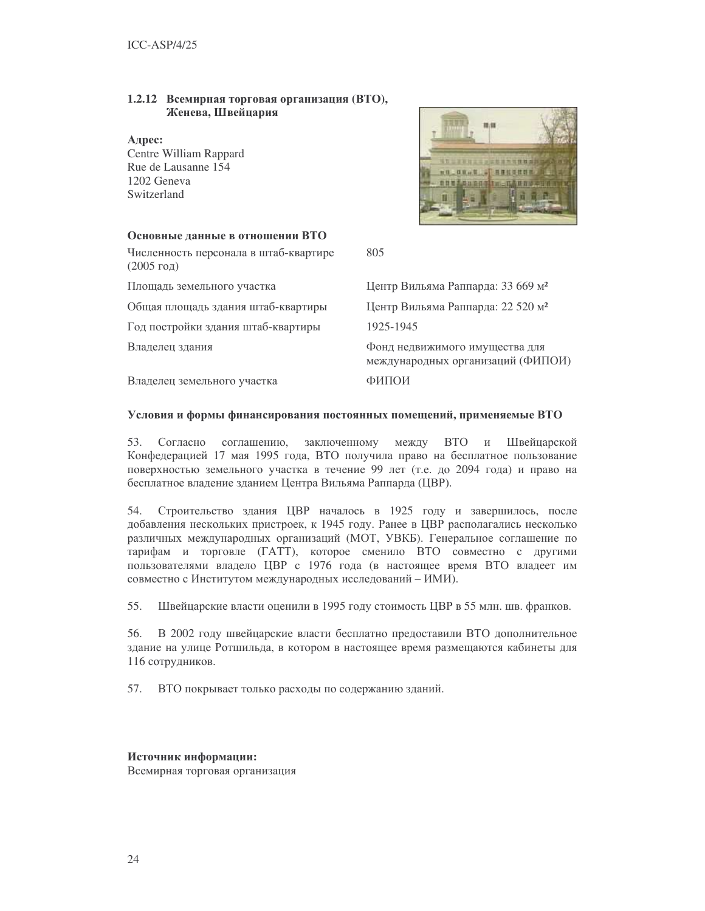### 1.2.12 Всемирная торговая организация (ВТО), Женева, Швейцария

**Адрес:**
Centre William Rappard
Rue de Lausanne 154
1202 Geneva
Switzerland

**Основные данные в отношении ВТО**

| | |
|---|---|
| Численность персонала в штаб-квартире (2005 год) | 805 |
| Площадь земельного участка | Центр Вильяма Раппарда: 33 669 м² |
| Общая площадь здания штаб-квартиры | Центр Вильяма Раппарда: 22 520 м² |
| Год постройки здания штаб-квартиры | 1925-1945 |
| Владелец здания | Фонд недвижимого имущества для международных организаций (ФИПОИ) |
| Владелец земельного участка | ФИПОИ |

**Условия и формы финансирования постоянных помещений, применяемые ВТО**

53. Согласно соглашению, заключенному между ВТО и Швейцарской Конфедерацией 17 мая 1995 года, ВТО получила право на бесплатное пользование поверхностью земельного участка в течение 99 лет (т.е. до 2094 года) и право на бесплатное владение зданием Центра Вильяма Раппарда (ЦВР).

54. Строительство здания ЦВР началось в 1925 году и завершилось, после добавления нескольких пристроек, к 1945 году. Ранее в ЦВР располагались несколько различных международных организаций (МОТ, УВКБ). Генеральное соглашение по тарифам и торговле (ГАТТ), которое сменило ВТО совместно с другими пользователями владело ЦВР с 1976 года (в настоящее время ВТО владеет им совместно с Институтом международных исследований – ИМИ).

55. Швейцарские власти оценили в 1995 году стоимость ЦВР в 55 млн. шв. франков.

56. В 2002 году швейцарские власти бесплатно предоставили ВТО дополнительное здание на улице Ротшильда, в котором в настоящее время размещаются кабинеты для 116 сотрудников.

57. ВТО покрывает только расходы по содержанию зданий.

**Источник информации:**
Всемирная торговая организация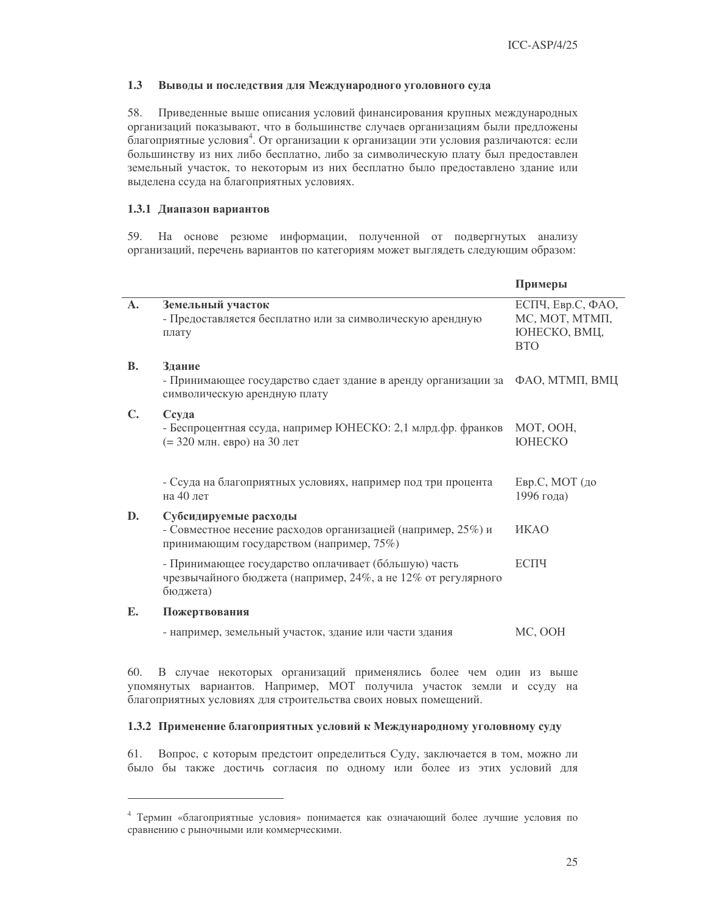### 1.3 Выводы и последствия для Международного уголовного суда

58. Приведенные выше описания условий финансирования крупных международных организаций показывают, что в большинстве случаев организациям были предложены благоприятные условия[4]. От организации к организации эти условия различаются: если большинству из них либо бесплатно, либо за символическую плату был предоставлен земельный участок, то некоторым из них бесплатно было предоставлено здание или выделена ссуда на благоприятных условиях.

#### 1.3.1 Диапазон вариантов

59. На основе резюме информации, полученной от подвергнутых анализу организаций, перечень вариантов по категориям может выглядеть следующим образом:

| | | Примеры |
|---|---|---|
| **A.** | **Земельный участок**<br>- Предоставляется бесплатно или за символическую арендную плату | ЕСПЧ, Евр.С, ФАО, МС, МОТ, МТМП, ЮНЕСКО, ВМЦ, ВТО |
| **B.** | **Здание**<br>- Принимающее государство сдает здание в аренду организации за символическую арендную плату | ФАО, МТМП, ВМЦ |
| **C.** | **Ссуда**<br>- Беспроцентная ссуда, например ЮНЕСКО: 2,1 млрд.фр. франков (= 320 млн. евро) на 30 лет | МОТ, ООН, ЮНЕСКО |
| | - Ссуда на благоприятных условиях, например под три процента на 40 лет | Евр.С, МОТ (до 1996 года) |
| **D.** | **Субсидируемые расходы**<br>- Совместное несение расходов организацией (например, 25%) и принимающим государством (например, 75%) | ИКАО |
| | - Принимающее государство оплачивает (бóльшую) часть чрезвычайного бюджета (например, 24%, а не 12% от регулярного бюджета) | ЕСПЧ |
| **E.** | **Пожертвования** | |
| | - например, земельный участок, здание или части здания | МС, ООН |

60. В случае некоторых организаций применялись более чем один из выше упомянутых вариантов. Например, МОТ получила участок земли и ссуду на благоприятных условиях для строительства своих новых помещений.

#### 1.3.2 Применение благоприятных условий к Международному уголовному суду

61. Вопрос, с которым предстоит определиться Суду, заключается в том, можно ли было бы также достичь согласия по одному или более из этих условий для

---

[4] Термин «благоприятные условия» понимается как означающий более лучшие условия по сравнению с рыночными или коммерческими.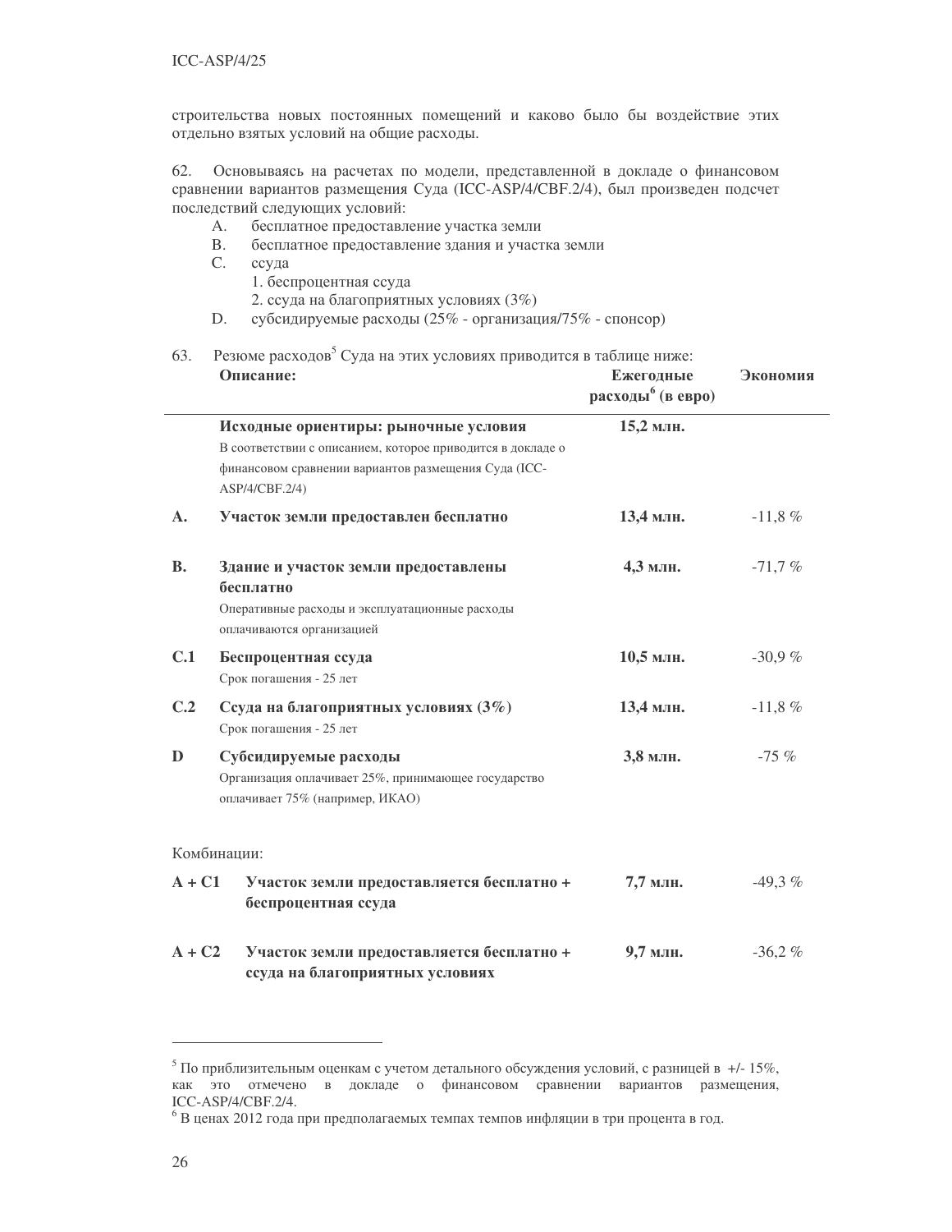строительства новых постоянных помещений и каково было бы воздействие этих отдельно взятых условий на общие расходы.

62. Основываясь на расчетах по модели, представленной в докладе о финансовом сравнении вариантов размещения Суда (ICC-ASP/4/CBF.2/4), был произведен подсчет последствий следующих условий:

- A. бесплатное предоставление участка земли
- B. бесплатное предоставление здания и участка земли
- C. ссуда
  1. беспроцентная ссуда
  2. ссуда на благоприятных условиях (3%)
- D. субсидируемые расходы (25% - организация/75% - спонсор)

63. Резюме расходов[5] Суда на этих условиях приводится в таблице ниже:

| | Описание: | Ежегодные расходы[6] (в евро) | Экономия |
|---|---|---|---|
| | **Исходные ориентиры: рыночные условия**<br>В соответствии с описанием, которое приводится в докладе о финансовом сравнении вариантов размещения Суда (ICC-ASP/4/CBF.2/4) | **15,2 млн.** | |
| **A.** | **Участок земли предоставлен бесплатно** | **13,4 млн.** | -11,8 % |
| **B.** | **Здание и участок земли предоставлены бесплатно**<br>Оперативные расходы и эксплуатационные расходы оплачиваются организацией | **4,3 млн.** | -71,7 % |
| **C.1** | **Беспроцентная ссуда**<br>Срок погашения - 25 лет | **10,5 млн.** | -30,9 % |
| **C.2** | **Ссуда на благоприятных условиях (3%)**<br>Срок погашения - 25 лет | **13,4 млн.** | -11,8 % |
| **D** | **Субсидируемые расходы**<br>Организация оплачивает 25%, принимающее государство оплачивает 75% (например, ИКАО) | **3,8 млн.** | -75 % |
| Комбинации: | | | |
| **A + C1** | **Участок земли предоставляется бесплатно + беспроцентная ссуда** | **7,7 млн.** | -49,3 % |
| **A + C2** | **Участок земли предоставляется бесплатно + ссуда на благоприятных условиях** | **9,7 млн.** | -36,2 % |

---

[5] По приблизительным оценкам с учетом детального обсуждения условий, с разницей в +/- 15%, как это отмечено в докладе о финансовом сравнении вариантов размещения, ICC-ASP/4/CBF.2/4.

[6] В ценах 2012 года при предполагаемых темпах темпов инфляции в три процента в год.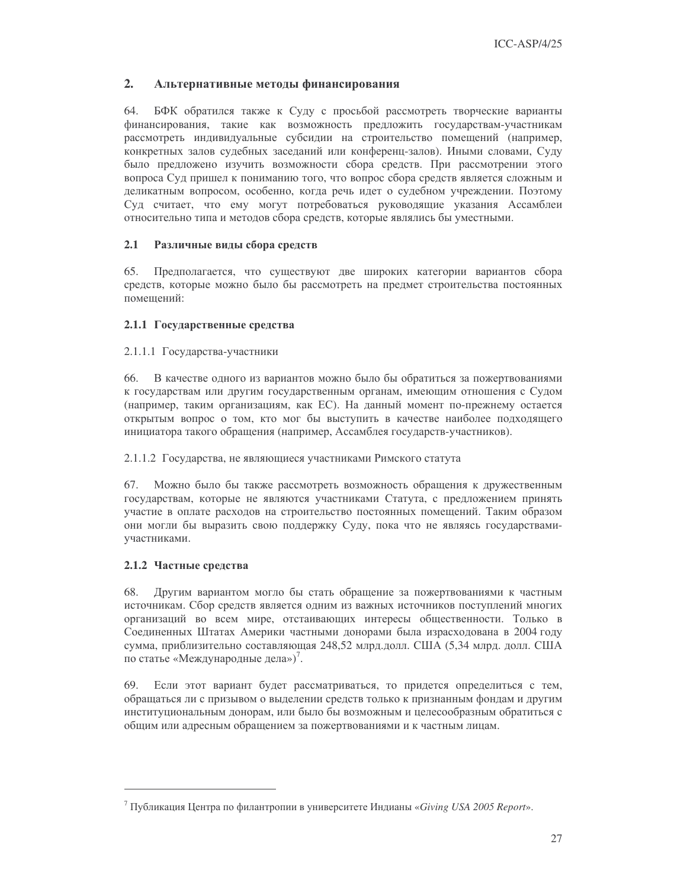## 2. Альтернативные методы финансирования

64. БФК обратился также к Суду с просьбой рассмотреть творческие варианты финансирования, такие как возможность предложить государствам-участникам рассмотреть индивидуальные субсидии на строительство помещений (например, конкретных залов судебных заседаний или конференц-залов). Иными словами, Суду было предложено изучить возможности сбора средств. При рассмотрении этого вопроса Суд пришел к пониманию того, что вопрос сбора средств является сложным и деликатным вопросом, особенно, когда речь идет о судебном учреждении. Поэтому Суд считает, что ему могут потребоваться руководящие указания Ассамблеи относительно типа и методов сбора средств, которые являлись бы уместными.

### 2.1 Различные виды сбора средств

65. Предполагается, что существуют две широких категории вариантов сбора средств, которые можно было бы рассмотреть на предмет строительства постоянных помещений:

#### 2.1.1 Государственные средства

2.1.1.1 Государства-участники

66. В качестве одного из вариантов можно было бы обратиться за пожертвованиями к государствам или другим государственным органам, имеющим отношения с Судом (например, таким организациям, как ЕС). На данный момент по-прежнему остается открытым вопрос о том, кто мог бы выступить в качестве наиболее подходящего инициатора такого обращения (например, Ассамблея государств-участников).

2.1.1.2 Государства, не являющиеся участниками Римского статута

67. Можно было бы также рассмотреть возможность обращения к дружественным государствам, которые не являются участниками Статута, с предложением принять участие в оплате расходов на строительство постоянных помещений. Таким образом они могли бы выразить свою поддержку Суду, пока что не являясь государствами-участниками.

#### 2.1.2 Частные средства

68. Другим вариантом могло бы стать обращение за пожертвованиями к частным источникам. Сбор средств является одним из важных источников поступлений многих организаций во всем мире, отстаивающих интересы общественности. Только в Соединенных Штатах Америки частными донорами была израсходована в 2004 году сумма, приблизительно составляющая 248,52 млрд.долл. США (5,34 млрд. долл. США по статье «Международные дела»)[7].

69. Если этот вариант будет рассматриваться, то придется определиться с тем, обращаться ли с призывом о выделении средств только к признанным фондам и другим институциональным донорам, или было бы возможным и целесообразным обратиться с общим или адресным обращением за пожертвованиями и к частным лицам.

---

[7] Публикация Центра по филантропии в университете Индианы «*Giving USA 2005 Report*».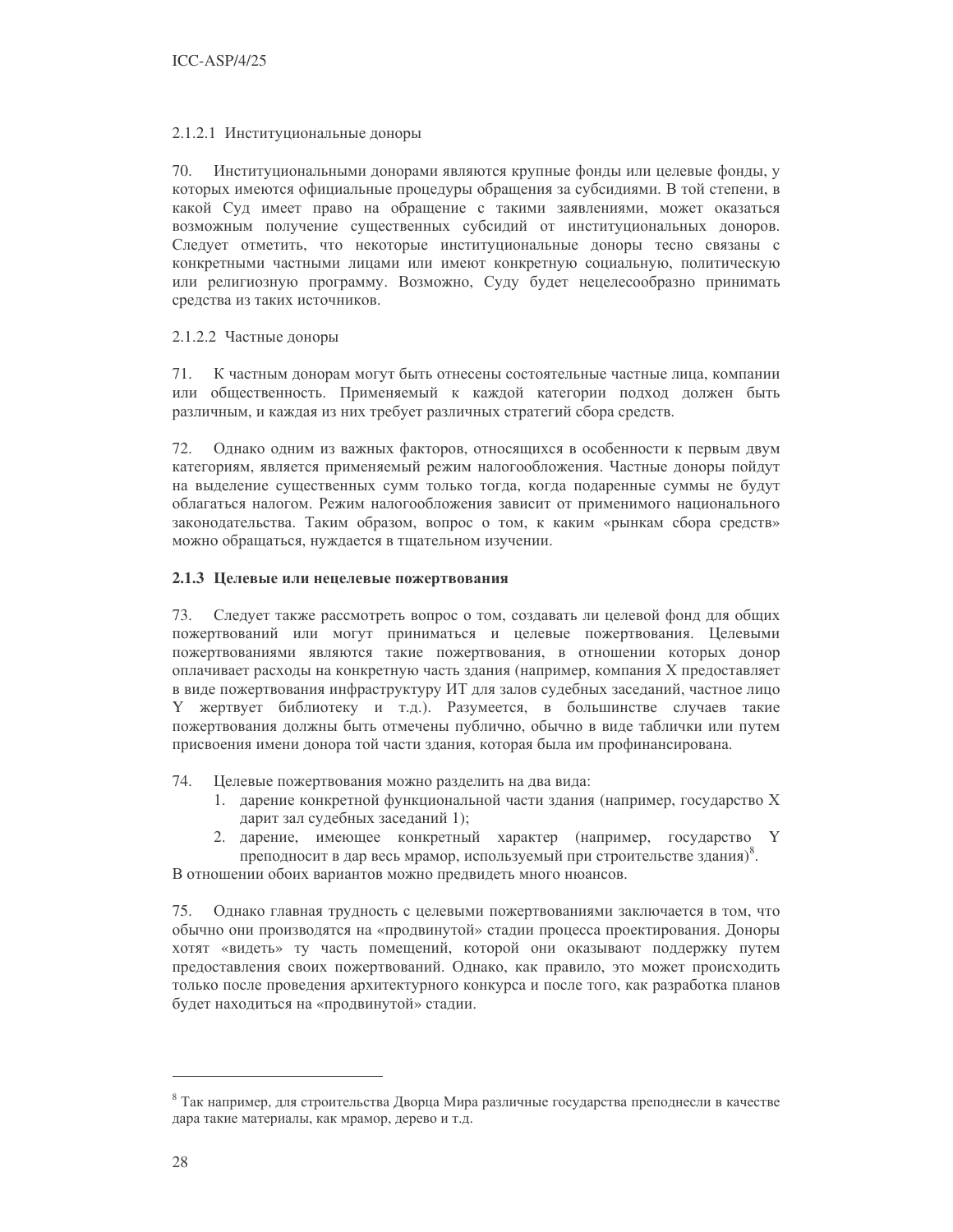2.1.2.1 Институциональные доноры

70. Институциональными донорами являются крупные фонды или целевые фонды, у которых имеются официальные процедуры обращения за субсидиями. В той степени, в какой Суд имеет право на обращение с такими заявлениями, может оказаться возможным получение существенных субсидий от институциональных доноров. Следует отметить, что некоторые институциональные доноры тесно связаны с конкретными частными лицами или имеют конкретную социальную, политическую или религиозную программу. Возможно, Суду будет нецелесообразно принимать средства из таких источников.

2.1.2.2 Частные доноры

71. К частным донорам могут быть отнесены состоятельные частные лица, компании или общественность. Применяемый к каждой категории подход должен быть различным, и каждая из них требует различных стратегий сбора средств.

72. Однако одним из важных факторов, относящихся в особенности к первым двум категориям, является применяемый режим налогообложения. Частные доноры пойдут на выделение существенных сумм только тогда, когда подаренные суммы не будут облагаться налогом. Режим налогообложения зависит от применимого национального законодательства. Таким образом, вопрос о том, к каким «рынкам сбора средств» можно обращаться, нуждается в тщательном изучении.

### 2.1.3 Целевые или нецелевые пожертвования

73. Следует также рассмотреть вопрос о том, создавать ли целевой фонд для общих пожертвований или могут приниматься и целевые пожертвования. Целевыми пожертвованиями являются такие пожертвования, в отношении которых донор оплачивает расходы на конкретную часть здания (например, компания X предоставляет в виде пожертвования инфраструктуру ИТ для залов судебных заседаний, частное лицо Y жертвует библиотеку и т.д.). Разумеется, в большинстве случаев такие пожертвования должны быть отмечены публично, обычно в виде таблички или путем присвоения имени донора той части здания, которая была им профинансирована.

74. Целевые пожертвования можно разделить на два вида:

1. дарение конкретной функциональной части здания (например, государство X дарит зал судебных заседаний 1);
2. дарение, имеющее конкретный характер (например, государство Y преподносит в дар весь мрамор, используемый при строительстве здания)[8].

В отношении обоих вариантов можно предвидеть много нюансов.

75. Однако главная трудность с целевыми пожертвованиями заключается в том, что обычно они производятся на «продвинутой» стадии процесса проектирования. Доноры хотят «видеть» ту часть помещений, которой они оказывают поддержку путем предоставления своих пожертвований. Однако, как правило, это может происходить только после проведения архитектурного конкурса и после того, как разработка планов будет находиться на «продвинутой» стадии.

---

[8] Так например, для строительства Дворца Мира различные государства преподнесли в качестве дара такие материалы, как мрамор, дерево и т.д.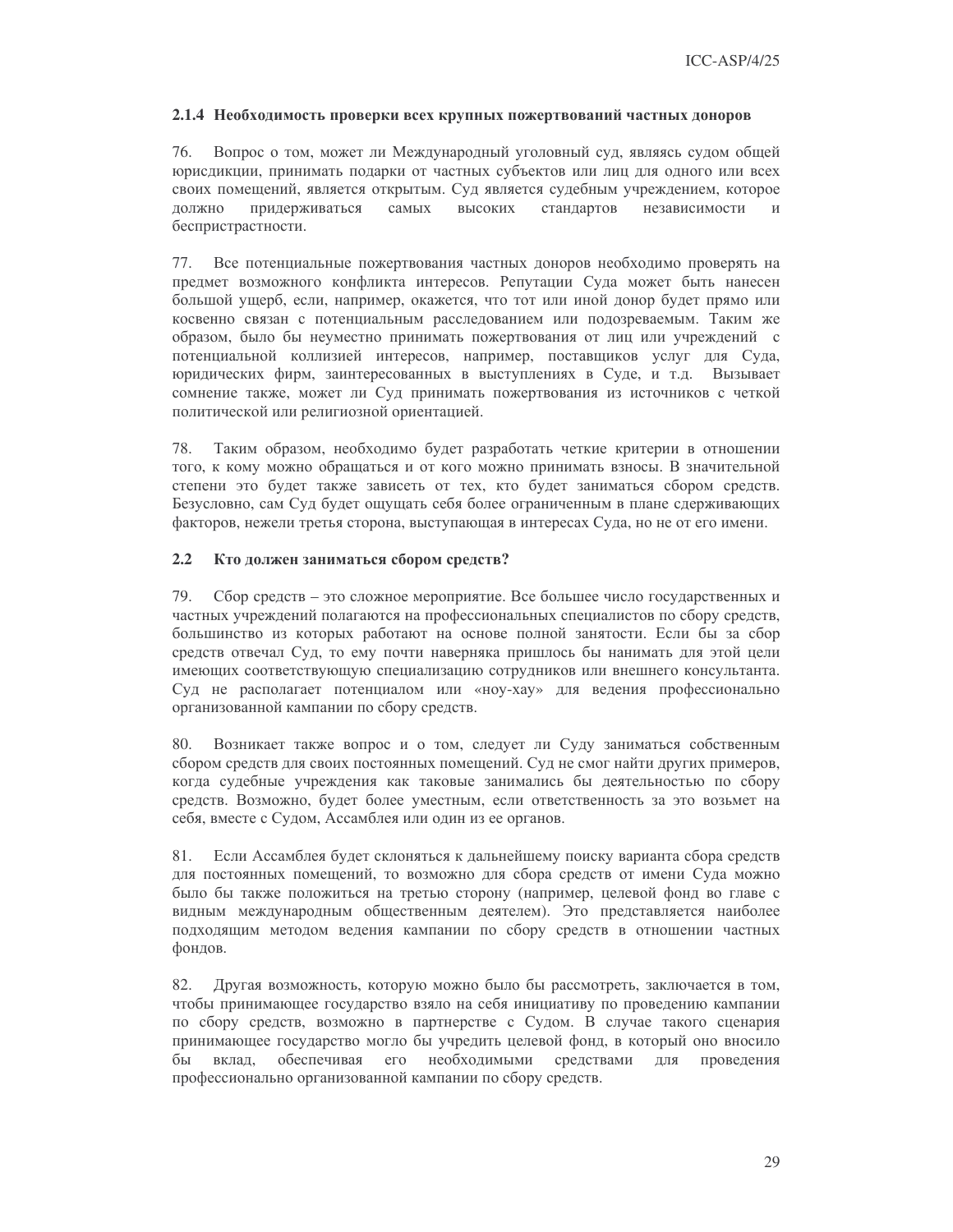### 2.1.4 Необходимость проверки всех крупных пожертвований частных доноров

76. Вопрос о том, может ли Международный уголовный суд, являясь судом общей юрисдикции, принимать подарки от частных субъектов или лиц для одного или всех своих помещений, является открытым. Суд является судебным учреждением, которое должно придерживаться самых высоких стандартов независимости и беспристрастности.

77. Все потенциальные пожертвования частных доноров необходимо проверять на предмет возможного конфликта интересов. Репутации Суда может быть нанесен большой ущерб, если, например, окажется, что тот или иной донор будет прямо или косвенно связан с потенциальным расследованием или подозреваемым. Таким же образом, было бы неуместно принимать пожертвования от лиц или учреждений с потенциальной коллизией интересов, например, поставщиков услуг для Суда, юридических фирм, заинтересованных в выступлениях в Суде, и т.д. Вызывает сомнение также, может ли Суд принимать пожертвования из источников с четкой политической или религиозной ориентацией.

78. Таким образом, необходимо будет разработать четкие критерии в отношении того, к кому можно обращаться и от кого можно принимать взносы. В значительной степени это будет также зависеть от тех, кто будет заниматься сбором средств. Безусловно, сам Суд будет ощущать себя более ограниченным в плане сдерживающих факторов, нежели третья сторона, выступающая в интересах Суда, но не от его имени.

## 2.2 Кто должен заниматься сбором средств?

79. Сбор средств – это сложное мероприятие. Все большее число государственных и частных учреждений полагаются на профессиональных специалистов по сбору средств, большинство из которых работают на основе полной занятости. Если бы за сбор средств отвечал Суд, то ему почти наверняка пришлось бы нанимать для этой цели имеющих соответствующую специализацию сотрудников или внешнего консультанта. Суд не располагает потенциалом или «ноу-хау» для ведения профессионально организованной кампании по сбору средств.

80. Возникает также вопрос и о том, следует ли Суду заниматься собственным сбором средств для своих постоянных помещений. Суд не смог найти других примеров, когда судебные учреждения как таковые занимались бы деятельностью по сбору средств. Возможно, будет более уместным, если ответственность за это возьмет на себя, вместе с Судом, Ассамблея или один из ее органов.

81. Если Ассамблея будет склоняться к дальнейшему поиску варианта сбора средств для постоянных помещений, то возможно для сбора средств от имени Суда можно было бы также положиться на третью сторону (например, целевой фонд во главе с видным международным общественным деятелем). Это представляется наиболее подходящим методом ведения кампании по сбору средств в отношении частных фондов.

82. Другая возможность, которую можно было бы рассмотреть, заключается в том, чтобы принимающее государство взяло на себя инициативу по проведению кампании по сбору средств, возможно в партнерстве с Судом. В случае такого сценария принимающее государство могло бы учредить целевой фонд, в который оно вносило бы вклад, обеспечивая его необходимыми средствами для проведения профессионально организованной кампании по сбору средств.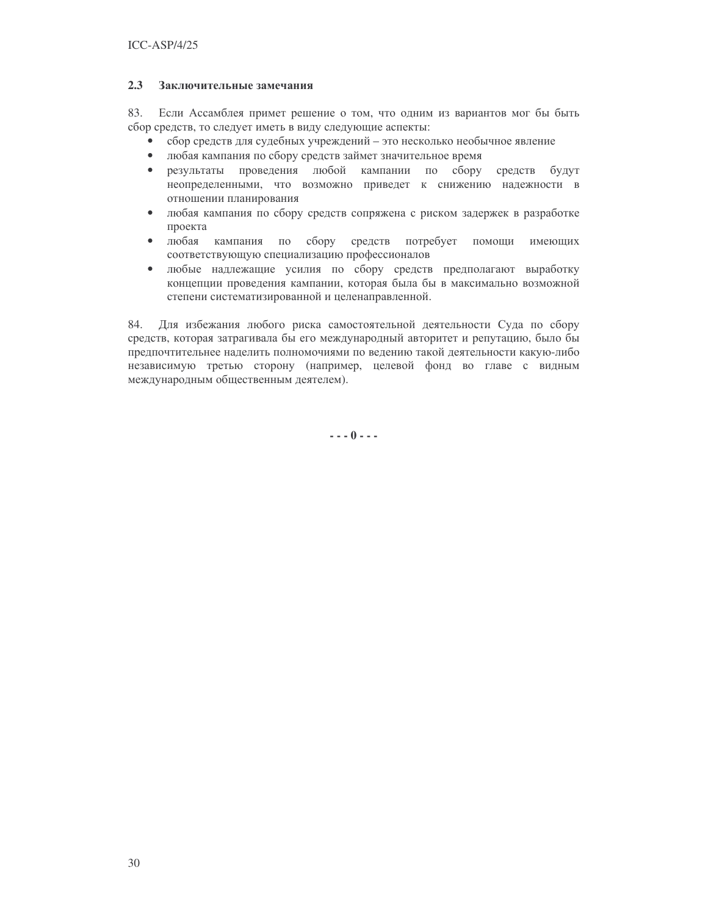### 2.3 Заключительные замечания

83. Если Ассамблея примет решение о том, что одним из вариантов мог бы быть сбор средств, то следует иметь в виду следующие аспекты:

- сбор средств для судебных учреждений – это несколько необычное явление
- любая кампания по сбору средств займет значительное время
- результаты проведения любой кампании по сбору средств будут неопределенными, что возможно приведет к снижению надежности в отношении планирования
- любая кампания по сбору средств сопряжена с риском задержек в разработке проекта
- любая кампания по сбору средств потребует помощи имеющих соответствующую специализацию профессионалов
- любые надлежащие усилия по сбору средств предполагают выработку концепции проведения кампании, которая была бы в максимально возможной степени систематизированной и целенаправленной.

84. Для избежания любого риска самостоятельной деятельности Суда по сбору средств, которая затрагивала бы его международный авторитет и репутацию, было бы предпочтительнее наделить полномочиями по ведению такой деятельности какую-либо независимую третью сторону (например, целевой фонд во главе с видным международным общественным деятелем).

**- - - 0 - - -**